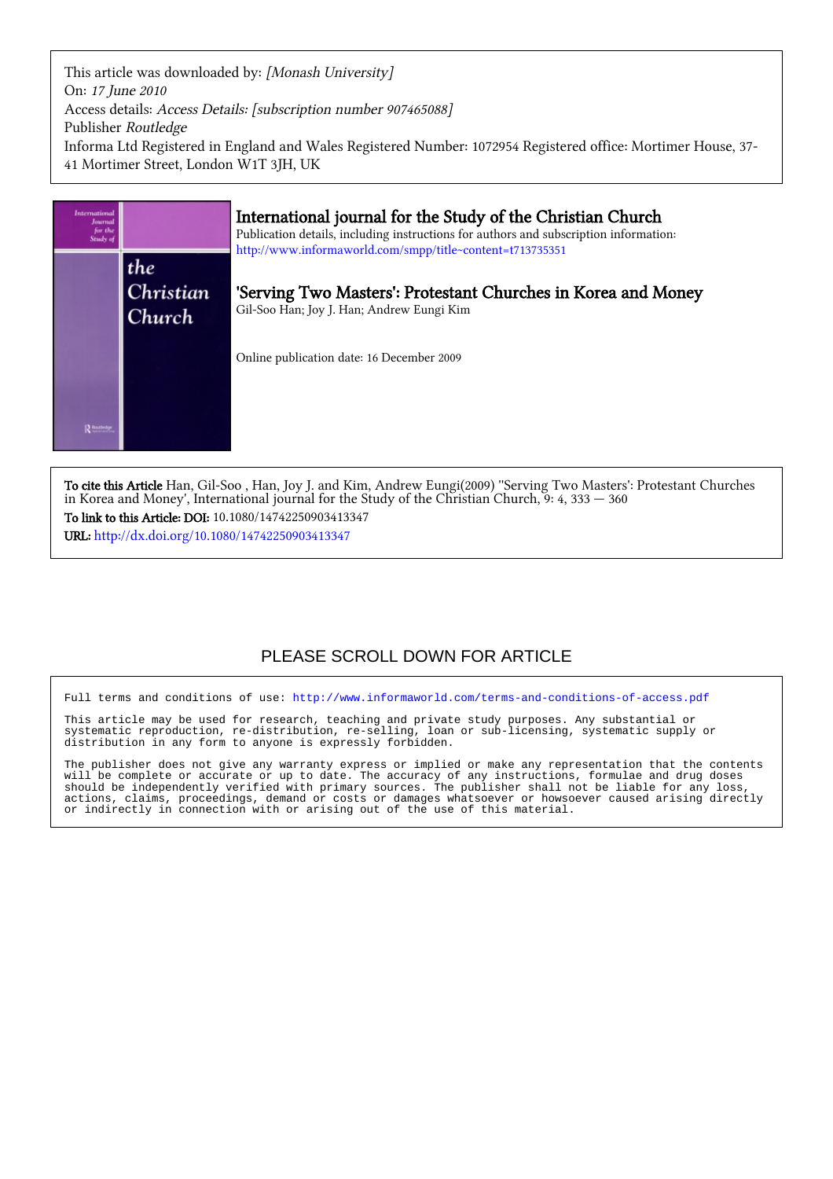This article was downloaded by: *[Monash University]*
On: *17 June 2010*
Access details: *Access Details: [subscription number 907465088]*
Publisher *Routledge*
Informa Ltd Registered in England and Wales Registered Number: 1072954 Registered office: Mortimer House, 37-41 Mortimer Street, London W1T 3JH, UK

# International journal for the Study of the Christian Church

Publication details, including instructions for authors and subscription information:
http://www.informaworld.com/smpp/title~content=t713735351

## 'Serving Two Masters': Protestant Churches in Korea and Money

Gil-Soo Han; Joy J. Han; Andrew Eungi Kim

Online publication date: 16 December 2009

**To cite this Article** Han, Gil-Soo , Han, Joy J. and Kim, Andrew Eungi(2009) ''Serving Two Masters': Protestant Churches in Korea and Money', International journal for the Study of the Christian Church, 9: 4, 333 — 360

**To link to this Article: DOI:** 10.1080/14742250903413347

**URL:** http://dx.doi.org/10.1080/14742250903413347

PLEASE SCROLL DOWN FOR ARTICLE

Full terms and conditions of use: http://www.informaworld.com/terms-and-conditions-of-access.pdf

This article may be used for research, teaching and private study purposes. Any substantial or systematic reproduction, re-distribution, re-selling, loan or sub-licensing, systematic supply or distribution in any form to anyone is expressly forbidden.

The publisher does not give any warranty express or implied or make any representation that the contents will be complete or accurate or up to date. The accuracy of any instructions, formulae and drug doses should be independently verified with primary sources. The publisher shall not be liable for any loss, actions, claims, proceedings, demand or costs or damages whatsoever or howsoever caused arising directly or indirectly in connection with or arising out of the use of this material.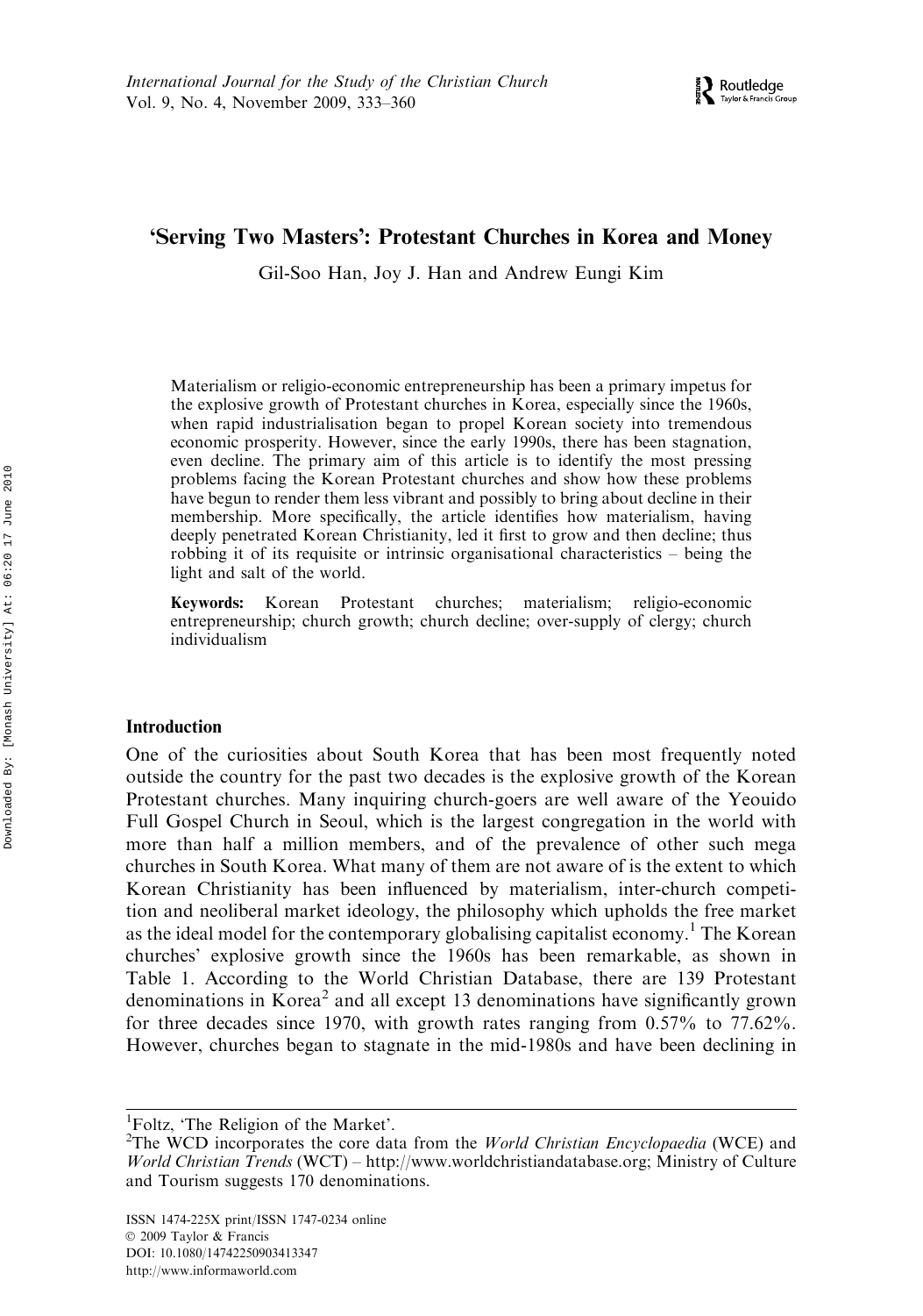# 'Serving Two Masters': Protestant Churches in Korea and Money

Gil-Soo Han, Joy J. Han and Andrew Eungi Kim

Materialism or religio-economic entrepreneurship has been a primary impetus for the explosive growth of Protestant churches in Korea, especially since the 1960s, when rapid industrialisation began to propel Korean society into tremendous economic prosperity. However, since the early 1990s, there has been stagnation, even decline. The primary aim of this article is to identify the most pressing problems facing the Korean Protestant churches and show how these problems have begun to render them less vibrant and possibly to bring about decline in their membership. More specifically, the article identifies how materialism, having deeply penetrated Korean Christianity, led it first to grow and then decline; thus robbing it of its requisite or intrinsic organisational characteristics – being the light and salt of the world.

**Keywords:** Korean Protestant churches; materialism; religio-economic entrepreneurship; church growth; church decline; over-supply of clergy; church individualism

## Introduction

One of the curiosities about South Korea that has been most frequently noted outside the country for the past two decades is the explosive growth of the Korean Protestant churches. Many inquiring church-goers are well aware of the Yeouido Full Gospel Church in Seoul, which is the largest congregation in the world with more than half a million members, and of the prevalence of other such mega churches in South Korea. What many of them are not aware of is the extent to which Korean Christianity has been influenced by materialism, inter-church competition and neoliberal market ideology, the philosophy which upholds the free market as the ideal model for the contemporary globalising capitalist economy.[1] The Korean churches' explosive growth since the 1960s has been remarkable, as shown in Table 1. According to the World Christian Database, there are 139 Protestant denominations in Korea[2] and all except 13 denominations have significantly grown for three decades since 1970, with growth rates ranging from 0.57% to 77.62%. However, churches began to stagnate in the mid-1980s and have been declining in

---

[1] Foltz, 'The Religion of the Market'.

[2] The WCD incorporates the core data from the *World Christian Encyclopaedia* (WCE) and *World Christian Trends* (WCT) – http://www.worldchristiandatabase.org; Ministry of Culture and Tourism suggests 170 denominations.

ISSN 1474-225X print/ISSN 1747-0234 online
© 2009 Taylor & Francis
DOI: 10.1080/14742250903413347
http://www.informaworld.com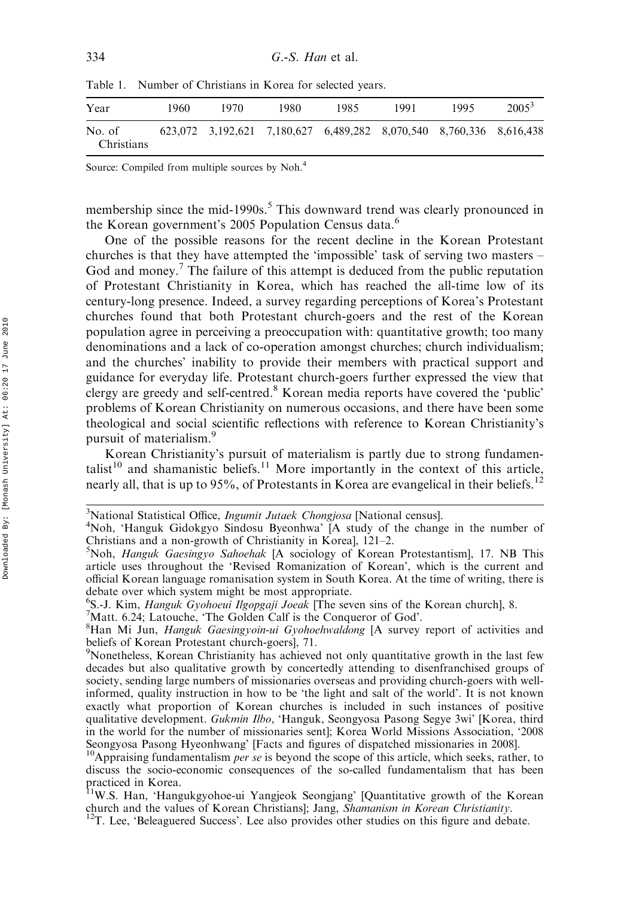Table 1. Number of Christians in Korea for selected years.

| Year | 1960 | 1970 | 1980 | 1985 | 1991 | 1995 | 2005[3] |
|---|---|---|---|---|---|---|---|
| No. of Christians | 623,072 | 3,192,621 | 7,180,627 | 6,489,282 | 8,070,540 | 8,760,336 | 8,616,438 |

Source: Compiled from multiple sources by Noh.[4]

membership since the mid-1990s.[5] This downward trend was clearly pronounced in the Korean government's 2005 Population Census data.[6]

One of the possible reasons for the recent decline in the Korean Protestant churches is that they have attempted the 'impossible' task of serving two masters – God and money.[7] The failure of this attempt is deduced from the public reputation of Protestant Christianity in Korea, which has reached the all-time low of its century-long presence. Indeed, a survey regarding perceptions of Korea's Protestant churches found that both Protestant church-goers and the rest of the Korean population agree in perceiving a preoccupation with: quantitative growth; too many denominations and a lack of co-operation amongst churches; church individualism; and the churches' inability to provide their members with practical support and guidance for everyday life. Protestant church-goers further expressed the view that clergy are greedy and self-centred.[8] Korean media reports have covered the 'public' problems of Korean Christianity on numerous occasions, and there have been some theological and social scientific reflections with reference to Korean Christianity's pursuit of materialism.[9]

Korean Christianity's pursuit of materialism is partly due to strong fundamentalist[10] and shamanistic beliefs.[11] More importantly in the context of this article, nearly all, that is up to 95%, of Protestants in Korea are evangelical in their beliefs.[12]

---

[3]National Statistical Office, *Ingumit Jutaek Chongjosa* [National census].

[4]Noh, 'Hanguk Gidokgyo Sindosu Byeonhwa' [A study of the change in the number of Christians and a non-growth of Christianity in Korea], 121–2.

[5]Noh, *Hanguk Gaesingyo Sahoehak* [A sociology of Korean Protestantism], 17. NB This article uses throughout the 'Revised Romanization of Korean', which is the current and official Korean language romanisation system in South Korea. At the time of writing, there is debate over which system might be most appropriate.

[6]S.-J. Kim, *Hanguk Gyohoeui Ilgopgaji Joeak* [The seven sins of the Korean church], 8.

[7]Matt. 6.24; Latouche, 'The Golden Calf is the Conqueror of God'.

[8]Han Mi Jun, *Hanguk Gaesingyoin-ui Gyohoehwaldong* [A survey report of activities and beliefs of Korean Protestant church-goers], 71.

[9]Nonetheless, Korean Christianity has achieved not only quantitative growth in the last few decades but also qualitative growth by concertedly attending to disenfranchised groups of society, sending large numbers of missionaries overseas and providing church-goers with well-informed, quality instruction in how to be 'the light and salt of the world'. It is not known exactly what proportion of Korean churches is included in such instances of positive qualitative development. *Gukmin Ilbo*, 'Hanguk, Seongyosa Pasong Segye 3wi' [Korea, third in the world for the number of missionaries sent]; Korea World Missions Association, '2008 Seongyosa Pasong Hyeonhwang' [Facts and figures of dispatched missionaries in 2008].

[10]Appraising fundamentalism *per se* is beyond the scope of this article, which seeks, rather, to discuss the socio-economic consequences of the so-called fundamentalism that has been practiced in Korea.

[11]W.S. Han, 'Hangukgyohoe-ui Yangjeok Seongjang' [Quantitative growth of the Korean church and the values of Korean Christians]; Jang, *Shamanism in Korean Christianity*.

[12]T. Lee, 'Beleaguered Success'. Lee also provides other studies on this figure and debate.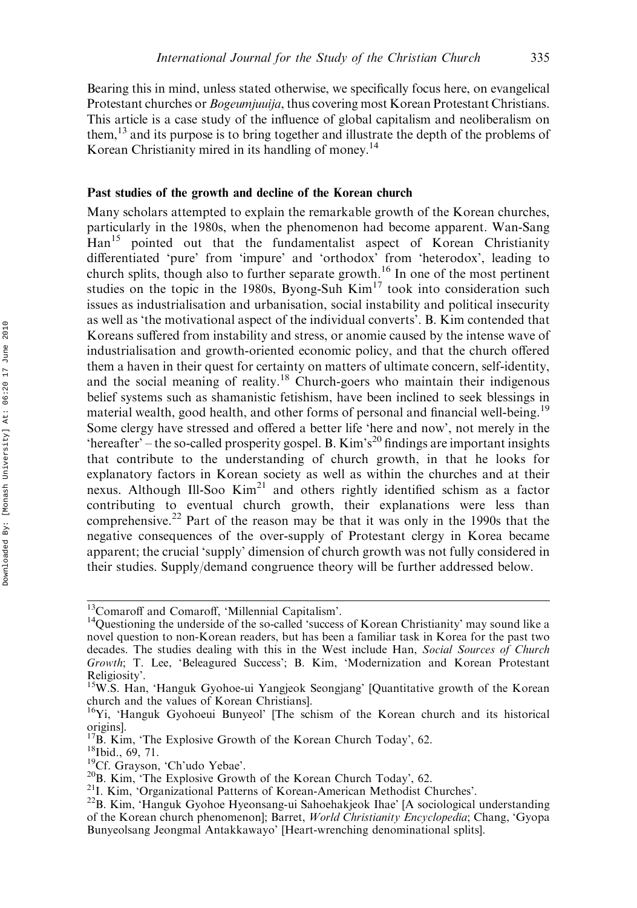Bearing this in mind, unless stated otherwise, we specifically focus here, on evangelical Protestant churches or *Bogeumjuuija*, thus covering most Korean Protestant Christians. This article is a case study of the influence of global capitalism and neoliberalism on them,[13] and its purpose is to bring together and illustrate the depth of the problems of Korean Christianity mired in its handling of money.[14]

### Past studies of the growth and decline of the Korean church

Many scholars attempted to explain the remarkable growth of the Korean churches, particularly in the 1980s, when the phenomenon had become apparent. Wan-Sang Han[15] pointed out that the fundamentalist aspect of Korean Christianity differentiated 'pure' from 'impure' and 'orthodox' from 'heterodox', leading to church splits, though also to further separate growth.[16] In one of the most pertinent studies on the topic in the 1980s, Byong-Suh Kim[17] took into consideration such issues as industrialisation and urbanisation, social instability and political insecurity as well as 'the motivational aspect of the individual converts'. B. Kim contended that Koreans suffered from instability and stress, or anomie caused by the intense wave of industrialisation and growth-oriented economic policy, and that the church offered them a haven in their quest for certainty on matters of ultimate concern, self-identity, and the social meaning of reality.[18] Church-goers who maintain their indigenous belief systems such as shamanistic fetishism, have been inclined to seek blessings in material wealth, good health, and other forms of personal and financial well-being.[19] Some clergy have stressed and offered a better life 'here and now', not merely in the 'hereafter' – the so-called prosperity gospel. B. Kim's[20] findings are important insights that contribute to the understanding of church growth, in that he looks for explanatory factors in Korean society as well as within the churches and at their nexus. Although Ill-Soo Kim[21] and others rightly identified schism as a factor contributing to eventual church growth, their explanations were less than comprehensive.[22] Part of the reason may be that it was only in the 1990s that the negative consequences of the over-supply of Protestant clergy in Korea became apparent; the crucial 'supply' dimension of church growth was not fully considered in their studies. Supply/demand congruence theory will be further addressed below.

---

[13]Comaroff and Comaroff, 'Millennial Capitalism'.

[14]Questioning the underside of the so-called 'success of Korean Christianity' may sound like a novel question to non-Korean readers, but has been a familiar task in Korea for the past two decades. The studies dealing with this in the West include Han, *Social Sources of Church Growth*; T. Lee, 'Beleagured Success'; B. Kim, 'Modernization and Korean Protestant Religiosity'.

[15]W.S. Han, 'Hanguk Gyohoe-ui Yangjeok Seongjang' [Quantitative growth of the Korean church and the values of Korean Christians].

[16]Yi, 'Hanguk Gyohoeui Bunyeol' [The schism of the Korean church and its historical origins].

[17]B. Kim, 'The Explosive Growth of the Korean Church Today', 62.

[18]Ibid., 69, 71.

[19]Cf. Grayson, 'Ch'udo Yebae'.

[20]B. Kim, 'The Explosive Growth of the Korean Church Today', 62.

[21]I. Kim, 'Organizational Patterns of Korean-American Methodist Churches'.

[22]B. Kim, 'Hanguk Gyohoe Hyeonsang-ui Sahoehakjeok Ihae' [A sociological understanding of the Korean church phenomenon]; Barret, *World Christianity Encyclopedia*; Chang, 'Gyopa Bunyeolsang Jeongmal Antakkawayo' [Heart-wrenching denominational splits].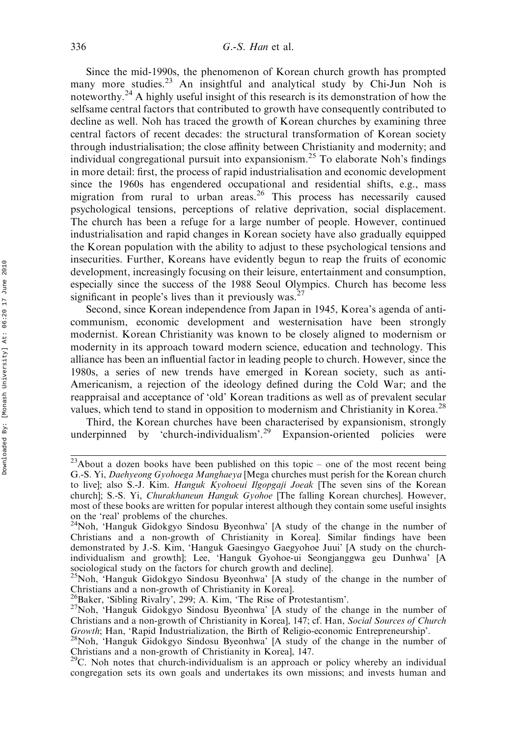Since the mid-1990s, the phenomenon of Korean church growth has prompted many more studies.[23] An insightful and analytical study by Chi-Jun Noh is noteworthy.[24] A highly useful insight of this research is its demonstration of how the selfsame central factors that contributed to growth have consequently contributed to decline as well. Noh has traced the growth of Korean churches by examining three central factors of recent decades: the structural transformation of Korean society through industrialisation; the close affinity between Christianity and modernity; and individual congregational pursuit into expansionism.[25] To elaborate Noh's findings in more detail: first, the process of rapid industrialisation and economic development since the 1960s has engendered occupational and residential shifts, e.g., mass migration from rural to urban areas.[26] This process has necessarily caused psychological tensions, perceptions of relative deprivation, social displacement. The church has been a refuge for a large number of people. However, continued industrialisation and rapid changes in Korean society have also gradually equipped the Korean population with the ability to adjust to these psychological tensions and insecurities. Further, Koreans have evidently begun to reap the fruits of economic development, increasingly focusing on their leisure, entertainment and consumption, especially since the success of the 1988 Seoul Olympics. Church has become less significant in people's lives than it previously was.[27]

Second, since Korean independence from Japan in 1945, Korea's agenda of anti-communism, economic development and westernisation have been strongly modernist. Korean Christianity was known to be closely aligned to modernism or modernity in its approach toward modern science, education and technology. This alliance has been an influential factor in leading people to church. However, since the 1980s, a series of new trends have emerged in Korean society, such as anti-Americanism, a rejection of the ideology defined during the Cold War; and the reappraisal and acceptance of 'old' Korean traditions as well as of prevalent secular values, which tend to stand in opposition to modernism and Christianity in Korea.[28]

Third, the Korean churches have been characterised by expansionism, strongly underpinned by 'church-individualism'.[29] Expansion-oriented policies were

---

[23]About a dozen books have been published on this topic – one of the most recent being G.-S. Yi, *Daehyeong Gyohoega Manghaeya* [Mega churches must perish for the Korean church to live]; also S.-J. Kim. *Hanguk Kyohoeui Ilgopgaji Joeak* [The seven sins of the Korean church]; S.-S. Yi, *Churakhaneun Hanguk Gyohoe* [The falling Korean churches]. However, most of these books are written for popular interest although they contain some useful insights on the 'real' problems of the churches.

[24]Noh, 'Hanguk Gidokgyo Sindosu Byeonhwa' [A study of the change in the number of Christians and a non-growth of Christianity in Korea]. Similar findings have been demonstrated by J.-S. Kim, 'Hanguk Gaesingyo Gaegyohoe Juui' [A study on the church-individualism and growth]; Lee, 'Hanguk Gyohoe-ui Seongjanggwa geu Dunhwa' [A sociological study on the factors for church growth and decline].

[25]Noh, 'Hanguk Gidokgyo Sindosu Byeonhwa' [A study of the change in the number of Christians and a non-growth of Christianity in Korea].

[26]Baker, 'Sibling Rivalry', 299; A. Kim, 'The Rise of Protestantism'.

[27]Noh, 'Hanguk Gidokgyo Sindosu Byeonhwa' [A study of the change in the number of Christians and a non-growth of Christianity in Korea], 147; cf. Han, *Social Sources of Church Growth*; Han, 'Rapid Industrialization, the Birth of Religio-economic Entrepreneurship'.

[28]Noh, 'Hanguk Gidokgyo Sindosu Byeonhwa' [A study of the change in the number of Christians and a non-growth of Christianity in Korea], 147.

[29]C. Noh notes that church-individualism is an approach or policy whereby an individual congregation sets its own goals and undertakes its own missions; and invests human and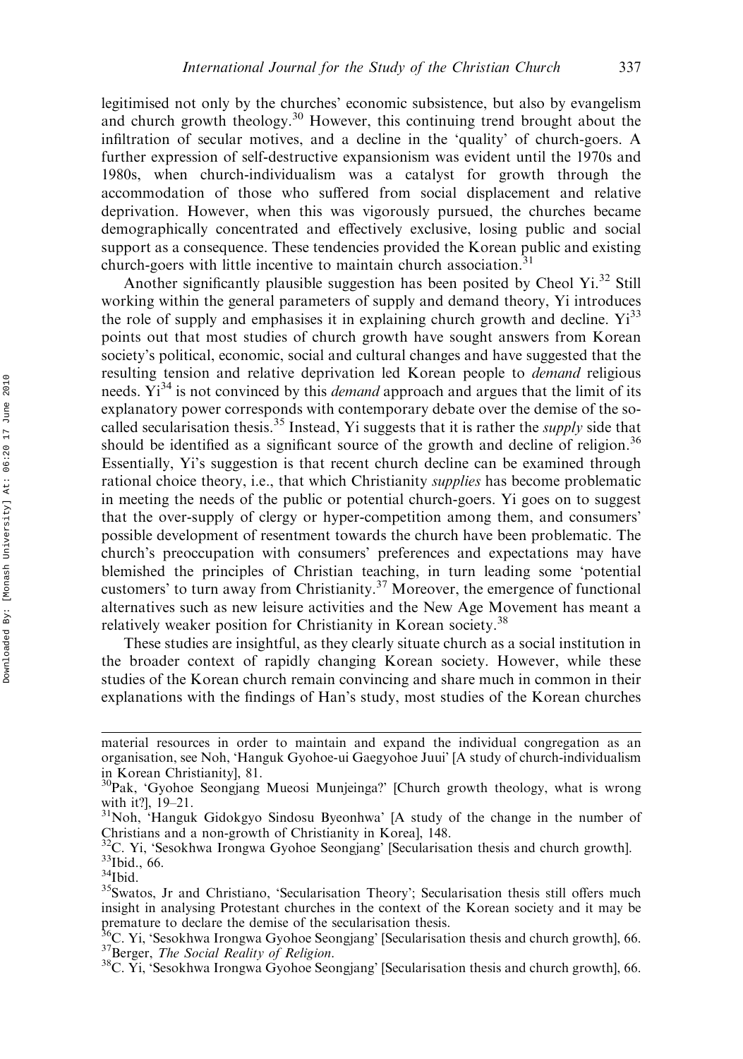legitimised not only by the churches' economic subsistence, but also by evangelism and church growth theology.[30] However, this continuing trend brought about the infiltration of secular motives, and a decline in the 'quality' of church-goers. A further expression of self-destructive expansionism was evident until the 1970s and 1980s, when church-individualism was a catalyst for growth through the accommodation of those who suffered from social displacement and relative deprivation. However, when this was vigorously pursued, the churches became demographically concentrated and effectively exclusive, losing public and social support as a consequence. These tendencies provided the Korean public and existing church-goers with little incentive to maintain church association.[31]

Another significantly plausible suggestion has been posited by Cheol Yi.[32] Still working within the general parameters of supply and demand theory, Yi introduces the role of supply and emphasises it in explaining church growth and decline. Yi[33] points out that most studies of church growth have sought answers from Korean society's political, economic, social and cultural changes and have suggested that the resulting tension and relative deprivation led Korean people to *demand* religious needs. Yi[34] is not convinced by this *demand* approach and argues that the limit of its explanatory power corresponds with contemporary debate over the demise of the so-called secularisation thesis.[35] Instead, Yi suggests that it is rather the *supply* side that should be identified as a significant source of the growth and decline of religion.[36] Essentially, Yi's suggestion is that recent church decline can be examined through rational choice theory, i.e., that which Christianity *supplies* has become problematic in meeting the needs of the public or potential church-goers. Yi goes on to suggest that the over-supply of clergy or hyper-competition among them, and consumers' possible development of resentment towards the church have been problematic. The church's preoccupation with consumers' preferences and expectations may have blemished the principles of Christian teaching, in turn leading some 'potential customers' to turn away from Christianity.[37] Moreover, the emergence of functional alternatives such as new leisure activities and the New Age Movement has meant a relatively weaker position for Christianity in Korean society.[38]

These studies are insightful, as they clearly situate church as a social institution in the broader context of rapidly changing Korean society. However, while these studies of the Korean church remain convincing and share much in common in their explanations with the findings of Han's study, most studies of the Korean churches

---

material resources in order to maintain and expand the individual congregation as an organisation, see Noh, 'Hanguk Gyohoe-ui Gaegyohoe Juui' [A study of church-individualism in Korean Christianity], 81.

[30]Pak, 'Gyohoe Seongjang Mueosi Munjeinga?' [Church growth theology, what is wrong with it?], 19–21.

[31]Noh, 'Hanguk Gidokgyo Sindosu Byeonhwa' [A study of the change in the number of Christians and a non-growth of Christianity in Korea], 148.

[32]C. Yi, 'Sesokhwa Irongwa Gyohoe Seongjang' [Secularisation thesis and church growth].

[33]Ibid., 66.

[34]Ibid.

[35]Swatos, Jr and Christiano, 'Secularisation Theory'; Secularisation thesis still offers much insight in analysing Protestant churches in the context of the Korean society and it may be premature to declare the demise of the secularisation thesis.

[36]C. Yi, 'Sesokhwa Irongwa Gyohoe Seongjang' [Secularisation thesis and church growth], 66.

[37]Berger, *The Social Reality of Religion*.

[38]C. Yi, 'Sesokhwa Irongwa Gyohoe Seongjang' [Secularisation thesis and church growth], 66.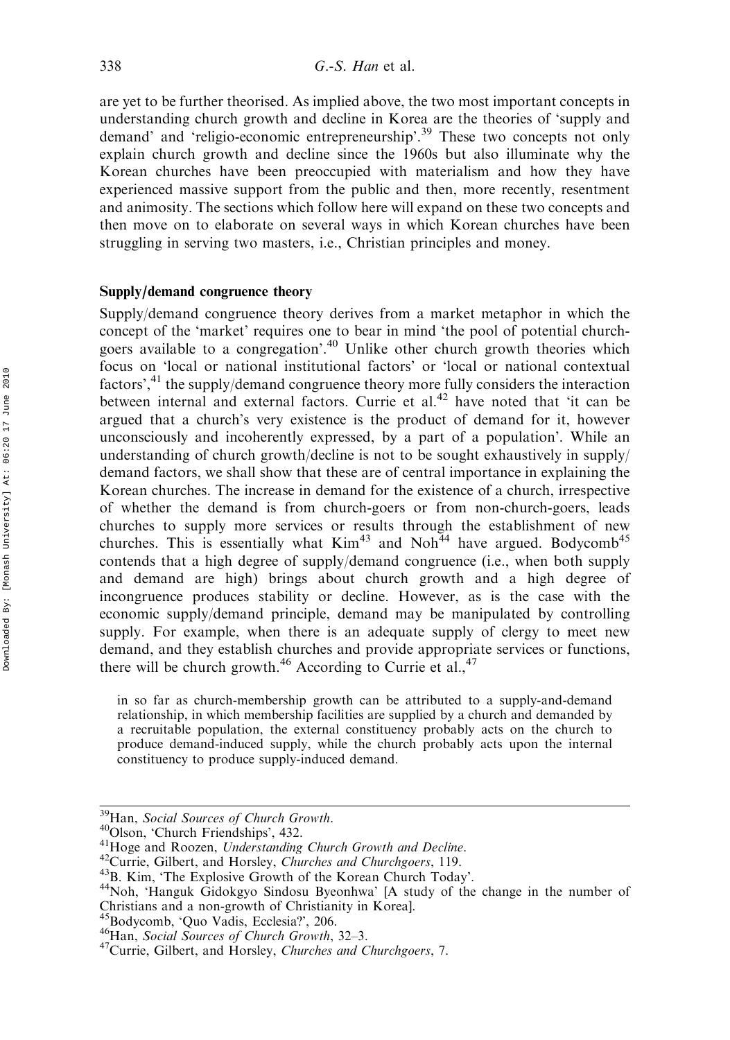are yet to be further theorised. As implied above, the two most important concepts in understanding church growth and decline in Korea are the theories of 'supply and demand' and 'religio-economic entrepreneurship'.[39] These two concepts not only explain church growth and decline since the 1960s but also illuminate why the Korean churches have been preoccupied with materialism and how they have experienced massive support from the public and then, more recently, resentment and animosity. The sections which follow here will expand on these two concepts and then move on to elaborate on several ways in which Korean churches have been struggling in serving two masters, i.e., Christian principles and money.

### Supply/demand congruence theory

Supply/demand congruence theory derives from a market metaphor in which the concept of the 'market' requires one to bear in mind 'the pool of potential church-goers available to a congregation'.[40] Unlike other church growth theories which focus on 'local or national institutional factors' or 'local or national contextual factors',[41] the supply/demand congruence theory more fully considers the interaction between internal and external factors. Currie et al.[42] have noted that 'it can be argued that a church's very existence is the product of demand for it, however unconsciously and incoherently expressed, by a part of a population'. While an understanding of church growth/decline is not to be sought exhaustively in supply/demand factors, we shall show that these are of central importance in explaining the Korean churches. The increase in demand for the existence of a church, irrespective of whether the demand is from church-goers or from non-church-goers, leads churches to supply more services or results through the establishment of new churches. This is essentially what Kim[43] and Noh[44] have argued. Bodycomb[45] contends that a high degree of supply/demand congruence (i.e., when both supply and demand are high) brings about church growth and a high degree of incongruence produces stability or decline. However, as is the case with the economic supply/demand principle, demand may be manipulated by controlling supply. For example, when there is an adequate supply of clergy to meet new demand, and they establish churches and provide appropriate services or functions, there will be church growth.[46] According to Currie et al.,[47]

> in so far as church-membership growth can be attributed to a supply-and-demand relationship, in which membership facilities are supplied by a church and demanded by a recruitable population, the external constituency probably acts on the church to produce demand-induced supply, while the church probably acts upon the internal constituency to produce supply-induced demand.

---

[39]Han, *Social Sources of Church Growth*.
[40]Olson, 'Church Friendships', 432.
[41]Hoge and Roozen, *Understanding Church Growth and Decline*.
[42]Currie, Gilbert, and Horsley, *Churches and Churchgoers*, 119.
[43]B. Kim, 'The Explosive Growth of the Korean Church Today'.
[44]Noh, 'Hanguk Gidokgyo Sindosu Byeonhwa' [A study of the change in the number of Christians and a non-growth of Christianity in Korea].
[45]Bodycomb, 'Quo Vadis, Ecclesia?', 206.
[46]Han, *Social Sources of Church Growth*, 32–3.
[47]Currie, Gilbert, and Horsley, *Churches and Churchgoers*, 7.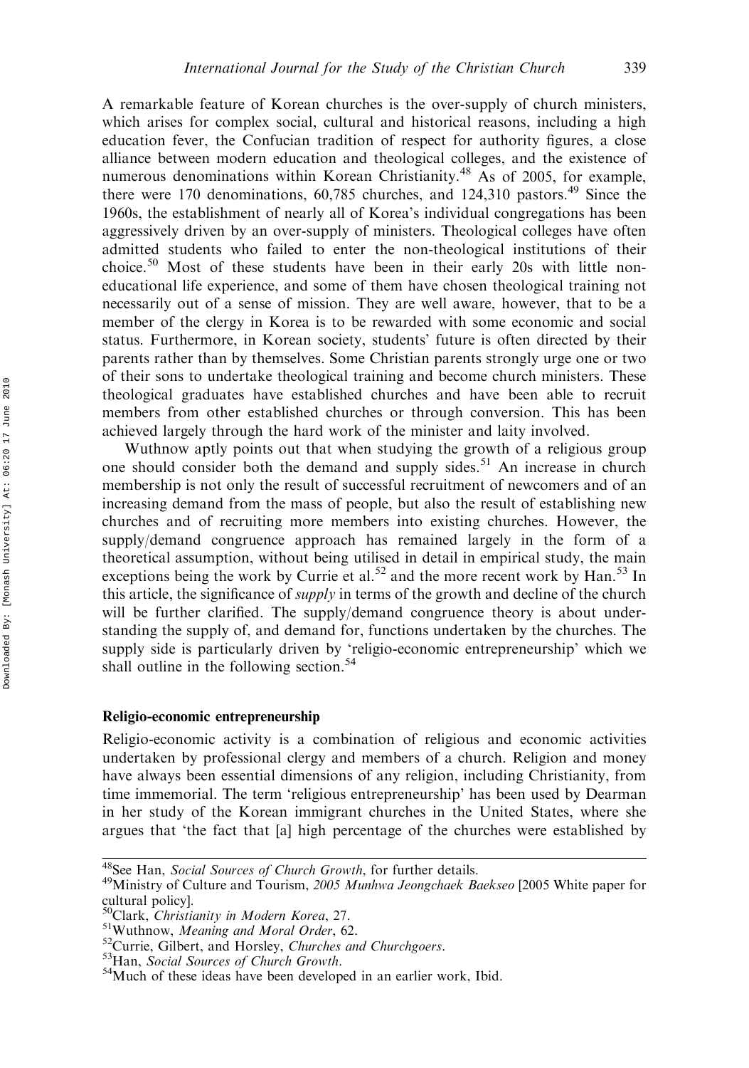A remarkable feature of Korean churches is the over-supply of church ministers, which arises for complex social, cultural and historical reasons, including a high education fever, the Confucian tradition of respect for authority figures, a close alliance between modern education and theological colleges, and the existence of numerous denominations within Korean Christianity.[48] As of 2005, for example, there were 170 denominations, 60,785 churches, and 124,310 pastors.[49] Since the 1960s, the establishment of nearly all of Korea's individual congregations has been aggressively driven by an over-supply of ministers. Theological colleges have often admitted students who failed to enter the non-theological institutions of their choice.[50] Most of these students have been in their early 20s with little non-educational life experience, and some of them have chosen theological training not necessarily out of a sense of mission. They are well aware, however, that to be a member of the clergy in Korea is to be rewarded with some economic and social status. Furthermore, in Korean society, students' future is often directed by their parents rather than by themselves. Some Christian parents strongly urge one or two of their sons to undertake theological training and become church ministers. These theological graduates have established churches and have been able to recruit members from other established churches or through conversion. This has been achieved largely through the hard work of the minister and laity involved.

Wuthnow aptly points out that when studying the growth of a religious group one should consider both the demand and supply sides.[51] An increase in church membership is not only the result of successful recruitment of newcomers and of an increasing demand from the mass of people, but also the result of establishing new churches and of recruiting more members into existing churches. However, the supply/demand congruence approach has remained largely in the form of a theoretical assumption, without being utilised in detail in empirical study, the main exceptions being the work by Currie et al.[52] and the more recent work by Han.[53] In this article, the significance of *supply* in terms of the growth and decline of the church will be further clarified. The supply/demand congruence theory is about understanding the supply of, and demand for, functions undertaken by the churches. The supply side is particularly driven by 'religio-economic entrepreneurship' which we shall outline in the following section.[54]

## Religio-economic entrepreneurship

Religio-economic activity is a combination of religious and economic activities undertaken by professional clergy and members of a church. Religion and money have always been essential dimensions of any religion, including Christianity, from time immemorial. The term 'religious entrepreneurship' has been used by Dearman in her study of the Korean immigrant churches in the United States, where she argues that 'the fact that [a] high percentage of the churches were established by

---

[48] See Han, *Social Sources of Church Growth*, for further details.

[49] Ministry of Culture and Tourism, *2005 Munhwa Jeongchaek Baekseo* [2005 White paper for cultural policy].

[50] Clark, *Christianity in Modern Korea*, 27.

[51] Wuthnow, *Meaning and Moral Order*, 62.

[52] Currie, Gilbert, and Horsley, *Churches and Churchgoers*.

[53] Han, *Social Sources of Church Growth*.

[54] Much of these ideas have been developed in an earlier work, Ibid.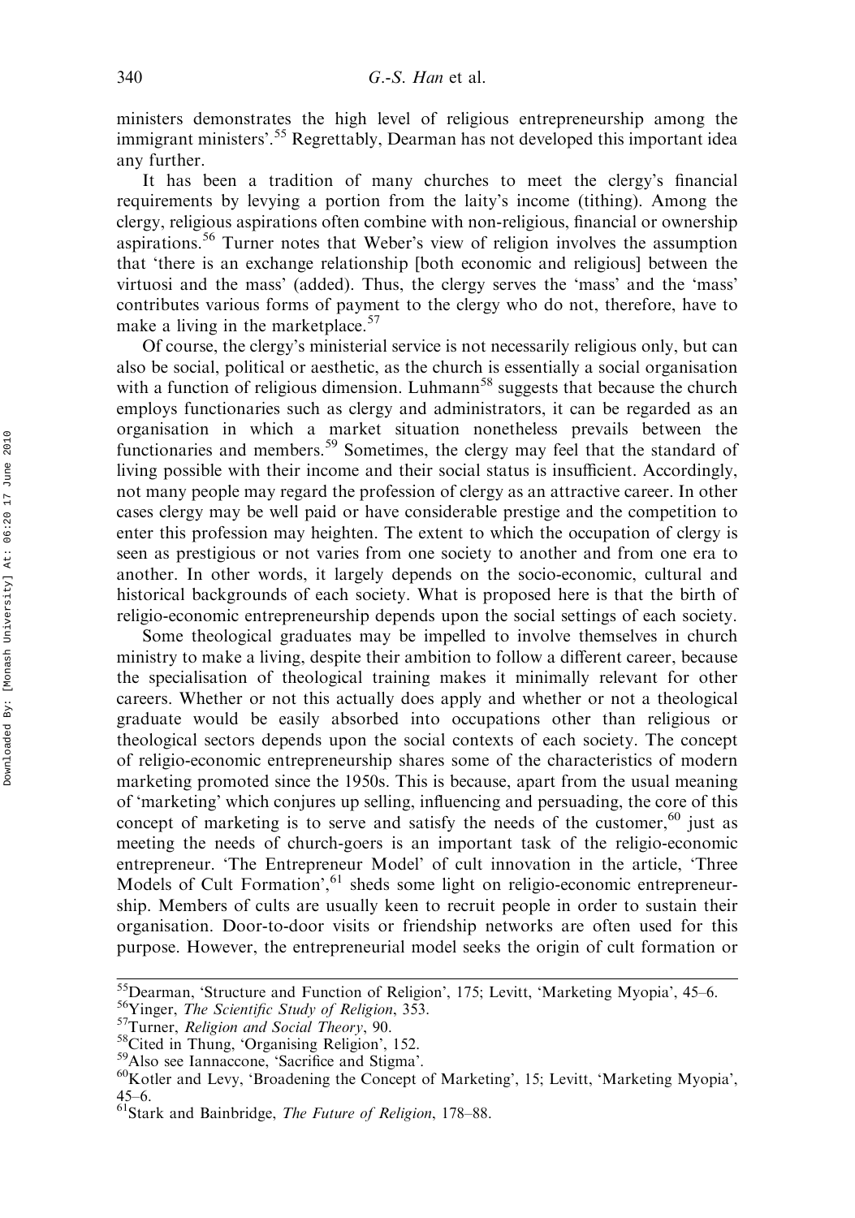ministers demonstrates the high level of religious entrepreneurship among the immigrant ministers'.[55] Regrettably, Dearman has not developed this important idea any further.

It has been a tradition of many churches to meet the clergy's financial requirements by levying a portion from the laity's income (tithing). Among the clergy, religious aspirations often combine with non-religious, financial or ownership aspirations.[56] Turner notes that Weber's view of religion involves the assumption that 'there is an exchange relationship [both economic and religious] between the virtuosi and the mass' (added). Thus, the clergy serves the 'mass' and the 'mass' contributes various forms of payment to the clergy who do not, therefore, have to make a living in the marketplace.[57]

Of course, the clergy's ministerial service is not necessarily religious only, but can also be social, political or aesthetic, as the church is essentially a social organisation with a function of religious dimension. Luhmann[58] suggests that because the church employs functionaries such as clergy and administrators, it can be regarded as an organisation in which a market situation nonetheless prevails between the functionaries and members.[59] Sometimes, the clergy may feel that the standard of living possible with their income and their social status is insufficient. Accordingly, not many people may regard the profession of clergy as an attractive career. In other cases clergy may be well paid or have considerable prestige and the competition to enter this profession may heighten. The extent to which the occupation of clergy is seen as prestigious or not varies from one society to another and from one era to another. In other words, it largely depends on the socio-economic, cultural and historical backgrounds of each society. What is proposed here is that the birth of religio-economic entrepreneurship depends upon the social settings of each society.

Some theological graduates may be impelled to involve themselves in church ministry to make a living, despite their ambition to follow a different career, because the specialisation of theological training makes it minimally relevant for other careers. Whether or not this actually does apply and whether or not a theological graduate would be easily absorbed into occupations other than religious or theological sectors depends upon the social contexts of each society. The concept of religio-economic entrepreneurship shares some of the characteristics of modern marketing promoted since the 1950s. This is because, apart from the usual meaning of 'marketing' which conjures up selling, influencing and persuading, the core of this concept of marketing is to serve and satisfy the needs of the customer,[60] just as meeting the needs of church-goers is an important task of the religio-economic entrepreneur. 'The Entrepreneur Model' of cult innovation in the article, 'Three Models of Cult Formation',[61] sheds some light on religio-economic entrepreneurship. Members of cults are usually keen to recruit people in order to sustain their organisation. Door-to-door visits or friendship networks are often used for this purpose. However, the entrepreneurial model seeks the origin of cult formation or

---

[55] Dearman, 'Structure and Function of Religion', 175; Levitt, 'Marketing Myopia', 45–6.
[56] Yinger, *The Scientific Study of Religion*, 353.
[57] Turner, *Religion and Social Theory*, 90.
[58] Cited in Thung, 'Organising Religion', 152.
[59] Also see Iannaccone, 'Sacrifice and Stigma'.
[60] Kotler and Levy, 'Broadening the Concept of Marketing', 15; Levitt, 'Marketing Myopia', 45–6.
[61] Stark and Bainbridge, *The Future of Religion*, 178–88.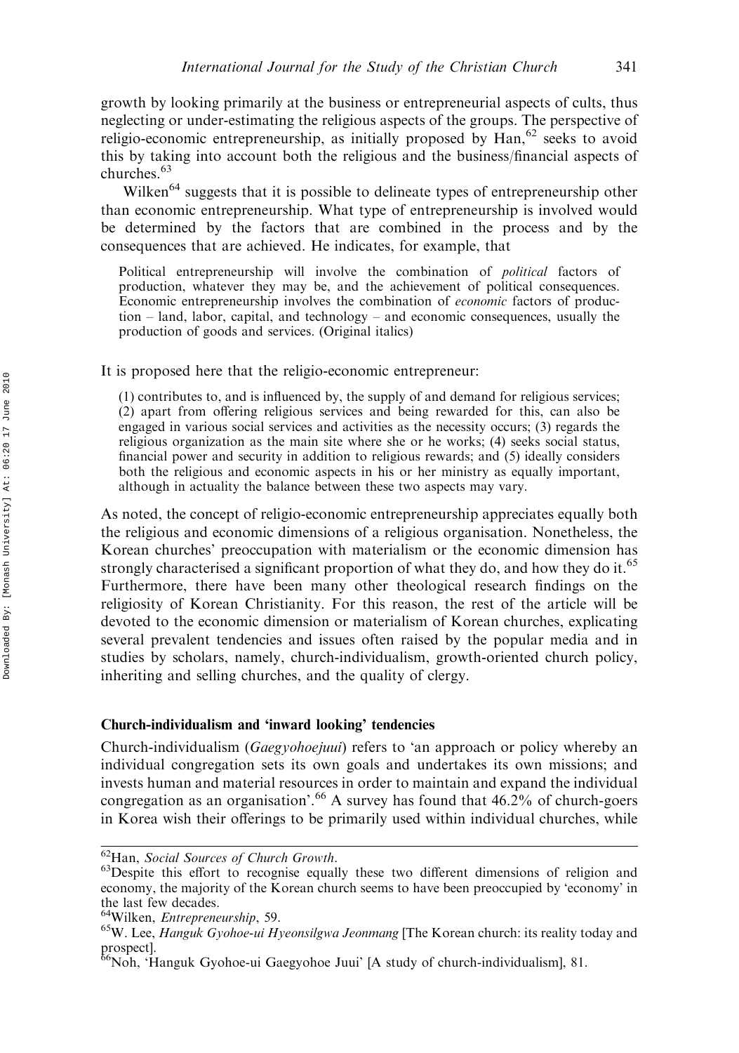growth by looking primarily at the business or entrepreneurial aspects of cults, thus neglecting or under-estimating the religious aspects of the groups. The perspective of religio-economic entrepreneurship, as initially proposed by Han,[62] seeks to avoid this by taking into account both the religious and the business/financial aspects of churches.[63]

Wilken[64] suggests that it is possible to delineate types of entrepreneurship other than economic entrepreneurship. What type of entrepreneurship is involved would be determined by the factors that are combined in the process and by the consequences that are achieved. He indicates, for example, that

> Political entrepreneurship will involve the combination of *political* factors of production, whatever they may be, and the achievement of political consequences. Economic entrepreneurship involves the combination of *economic* factors of production – land, labor, capital, and technology – and economic consequences, usually the production of goods and services. (Original italics)

It is proposed here that the religio-economic entrepreneur:

> (1) contributes to, and is influenced by, the supply of and demand for religious services; (2) apart from offering religious services and being rewarded for this, can also be engaged in various social services and activities as the necessity occurs; (3) regards the religious organization as the main site where she or he works; (4) seeks social status, financial power and security in addition to religious rewards; and (5) ideally considers both the religious and economic aspects in his or her ministry as equally important, although in actuality the balance between these two aspects may vary.

As noted, the concept of religio-economic entrepreneurship appreciates equally both the religious and economic dimensions of a religious organisation. Nonetheless, the Korean churches' preoccupation with materialism or the economic dimension has strongly characterised a significant proportion of what they do, and how they do it.[65] Furthermore, there have been many other theological research findings on the religiosity of Korean Christianity. For this reason, the rest of the article will be devoted to the economic dimension or materialism of Korean churches, explicating several prevalent tendencies and issues often raised by the popular media and in studies by scholars, namely, church-individualism, growth-oriented church policy, inheriting and selling churches, and the quality of clergy.

### Church-individualism and 'inward looking' tendencies

Church-individualism (*Gaegyohoejuui*) refers to 'an approach or policy whereby an individual congregation sets its own goals and undertakes its own missions; and invests human and material resources in order to maintain and expand the individual congregation as an organisation'.[66] A survey has found that 46.2% of church-goers in Korea wish their offerings to be primarily used within individual churches, while

---

[62]Han, *Social Sources of Church Growth*.

[63]Despite this effort to recognise equally these two different dimensions of religion and economy, the majority of the Korean church seems to have been preoccupied by 'economy' in the last few decades.

[64]Wilken, *Entrepreneurship*, 59.

[65]W. Lee, *Hanguk Gyohoe-ui Hyeonsilgwa Jeonmang* [The Korean church: its reality today and prospect].

[66]Noh, 'Hanguk Gyohoe-ui Gaegyohoe Juui' [A study of church-individualism], 81.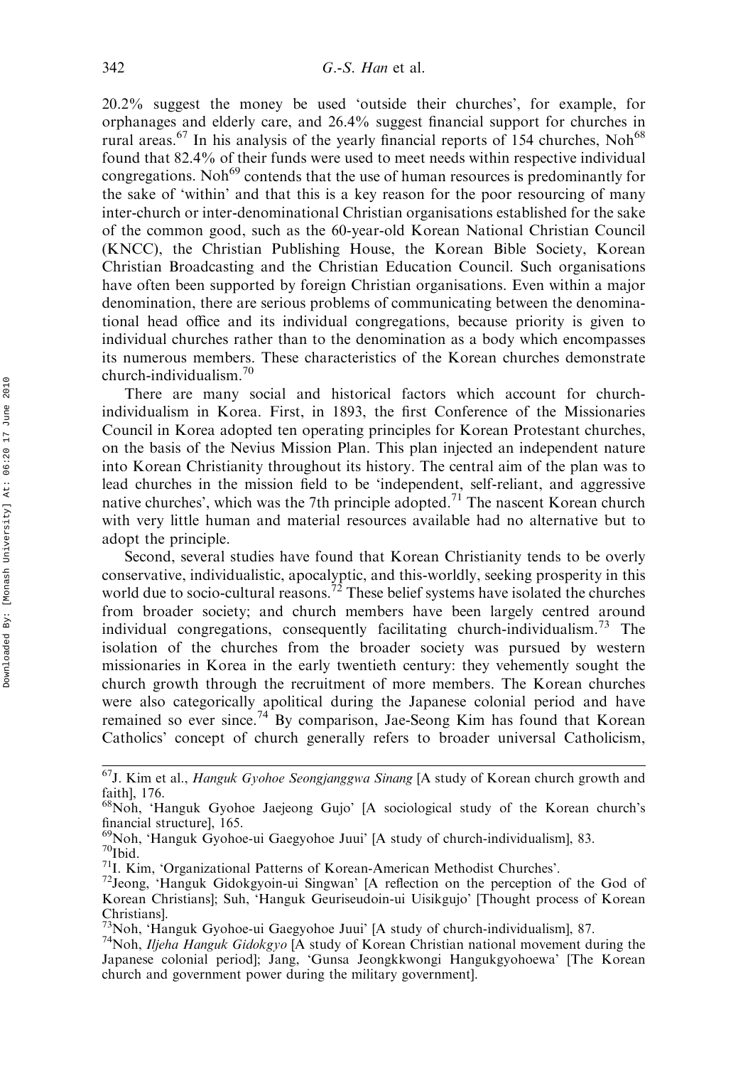20.2% suggest the money be used 'outside their churches', for example, for orphanages and elderly care, and 26.4% suggest financial support for churches in rural areas.[67] In his analysis of the yearly financial reports of 154 churches, Noh[68] found that 82.4% of their funds were used to meet needs within respective individual congregations. Noh[69] contends that the use of human resources is predominantly for the sake of 'within' and that this is a key reason for the poor resourcing of many inter-church or inter-denominational Christian organisations established for the sake of the common good, such as the 60-year-old Korean National Christian Council (KNCC), the Christian Publishing House, the Korean Bible Society, Korean Christian Broadcasting and the Christian Education Council. Such organisations have often been supported by foreign Christian organisations. Even within a major denomination, there are serious problems of communicating between the denominational head office and its individual congregations, because priority is given to individual churches rather than to the denomination as a body which encompasses its numerous members. These characteristics of the Korean churches demonstrate church-individualism.[70]

There are many social and historical factors which account for church-individualism in Korea. First, in 1893, the first Conference of the Missionaries Council in Korea adopted ten operating principles for Korean Protestant churches, on the basis of the Nevius Mission Plan. This plan injected an independent nature into Korean Christianity throughout its history. The central aim of the plan was to lead churches in the mission field to be 'independent, self-reliant, and aggressive native churches', which was the 7th principle adopted.[71] The nascent Korean church with very little human and material resources available had no alternative but to adopt the principle.

Second, several studies have found that Korean Christianity tends to be overly conservative, individualistic, apocalyptic, and this-worldly, seeking prosperity in this world due to socio-cultural reasons.[72] These belief systems have isolated the churches from broader society; and church members have been largely centred around individual congregations, consequently facilitating church-individualism.[73] The isolation of the churches from the broader society was pursued by western missionaries in Korea in the early twentieth century: they vehemently sought the church growth through the recruitment of more members. The Korean churches were also categorically apolitical during the Japanese colonial period and have remained so ever since.[74] By comparison, Jae-Seong Kim has found that Korean Catholics' concept of church generally refers to broader universal Catholicism,

---

[67] J. Kim et al., *Hanguk Gyohoe Seongjanggwa Sinang* [A study of Korean church growth and faith], 176.

[68] Noh, 'Hanguk Gyohoe Jaejeong Gujo' [A sociological study of the Korean church's financial structure], 165.

[69] Noh, 'Hanguk Gyohoe-ui Gaegyohoe Juui' [A study of church-individualism], 83.

[70] Ibid.

[71] I. Kim, 'Organizational Patterns of Korean-American Methodist Churches'.

[72] Jeong, 'Hanguk Gidokgyoin-ui Singwan' [A reflection on the perception of the God of Korean Christians]; Suh, 'Hanguk Geuriseudoin-ui Uisikgujo' [Thought process of Korean Christians].

[73] Noh, 'Hanguk Gyohoe-ui Gaegyohoe Juui' [A study of church-individualism], 87.

[74] Noh, *Iljeha Hanguk Gidokgyo* [A study of Korean Christian national movement during the Japanese colonial period]; Jang, 'Gunsa Jeongkkwongi Hangukgyohoewa' [The Korean church and government power during the military government].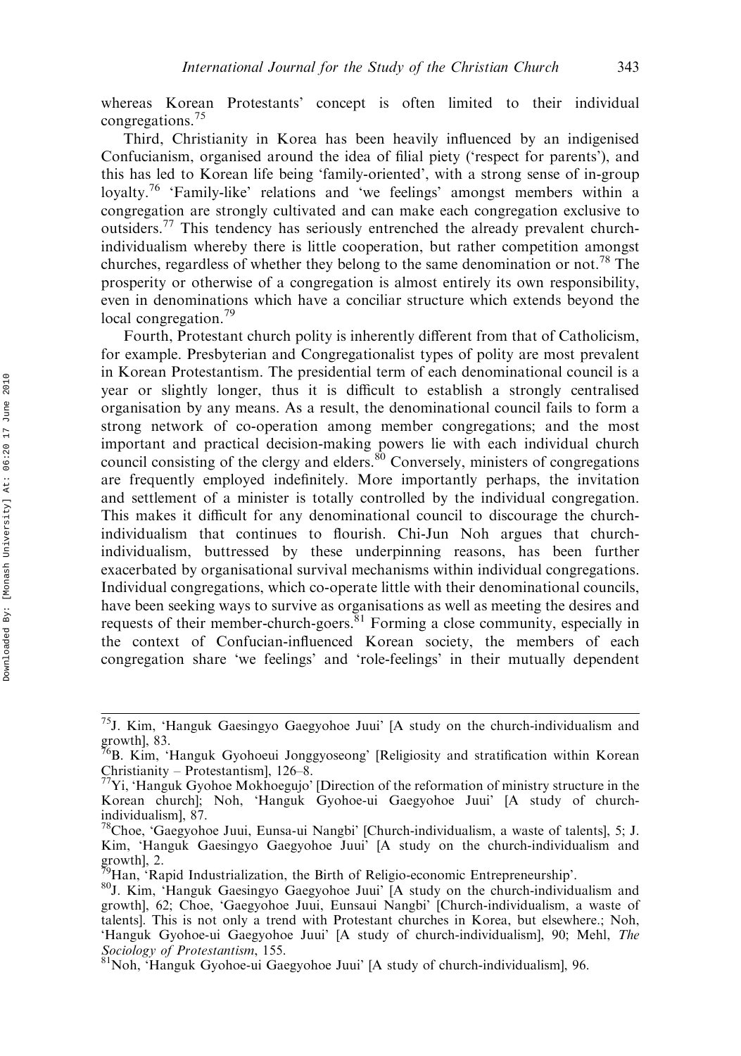whereas Korean Protestants' concept is often limited to their individual congregations.[75]

Third, Christianity in Korea has been heavily influenced by an indigenised Confucianism, organised around the idea of filial piety ('respect for parents'), and this has led to Korean life being 'family-oriented', with a strong sense of in-group loyalty.[76] 'Family-like' relations and 'we feelings' amongst members within a congregation are strongly cultivated and can make each congregation exclusive to outsiders.[77] This tendency has seriously entrenched the already prevalent church-individualism whereby there is little cooperation, but rather competition amongst churches, regardless of whether they belong to the same denomination or not.[78] The prosperity or otherwise of a congregation is almost entirely its own responsibility, even in denominations which have a conciliar structure which extends beyond the local congregation.[79]

Fourth, Protestant church polity is inherently different from that of Catholicism, for example. Presbyterian and Congregationalist types of polity are most prevalent in Korean Protestantism. The presidential term of each denominational council is a year or slightly longer, thus it is difficult to establish a strongly centralised organisation by any means. As a result, the denominational council fails to form a strong network of co-operation among member congregations; and the most important and practical decision-making powers lie with each individual church council consisting of the clergy and elders.[80] Conversely, ministers of congregations are frequently employed indefinitely. More importantly perhaps, the invitation and settlement of a minister is totally controlled by the individual congregation. This makes it difficult for any denominational council to discourage the church-individualism that continues to flourish. Chi-Jun Noh argues that church-individualism, buttressed by these underpinning reasons, has been further exacerbated by organisational survival mechanisms within individual congregations. Individual congregations, which co-operate little with their denominational councils, have been seeking ways to survive as organisations as well as meeting the desires and requests of their member-church-goers.[81] Forming a close community, especially in the context of Confucian-influenced Korean society, the members of each congregation share 'we feelings' and 'role-feelings' in their mutually dependent

---

[75] J. Kim, 'Hanguk Gaesingyo Gaegyohoe Juui' [A study on the church-individualism and growth], 83.

[76] B. Kim, 'Hanguk Gyohoeui Jonggyoseong' [Religiosity and stratification within Korean Christianity – Protestantism], 126–8.

[77] Yi, 'Hanguk Gyohoe Mokhoegujo' [Direction of the reformation of ministry structure in the Korean church]; Noh, 'Hanguk Gyohoe-ui Gaegyohoe Juui' [A study of church-individualism], 87.

[78] Choe, 'Gaegyohoe Juui, Eunsa-ui Nangbi' [Church-individualism, a waste of talents], 5; J. Kim, 'Hanguk Gaesingyo Gaegyohoe Juui' [A study on the church-individualism and growth], 2.

[79] Han, 'Rapid Industrialization, the Birth of Religio-economic Entrepreneurship'.

[80] J. Kim, 'Hanguk Gaesingyo Gaegyohoe Juui' [A study on the church-individualism and growth], 62; Choe, 'Gaegyohoe Juui, Eunsaui Nangbi' [Church-individualism, a waste of talents]. This is not only a trend with Protestant churches in Korea, but elsewhere.; Noh, 'Hanguk Gyohoe-ui Gaegyohoe Juui' [A study of church-individualism], 90; Mehl, *The Sociology of Protestantism*, 155.

[81] Noh, 'Hanguk Gyohoe-ui Gaegyohoe Juui' [A study of church-individualism], 96.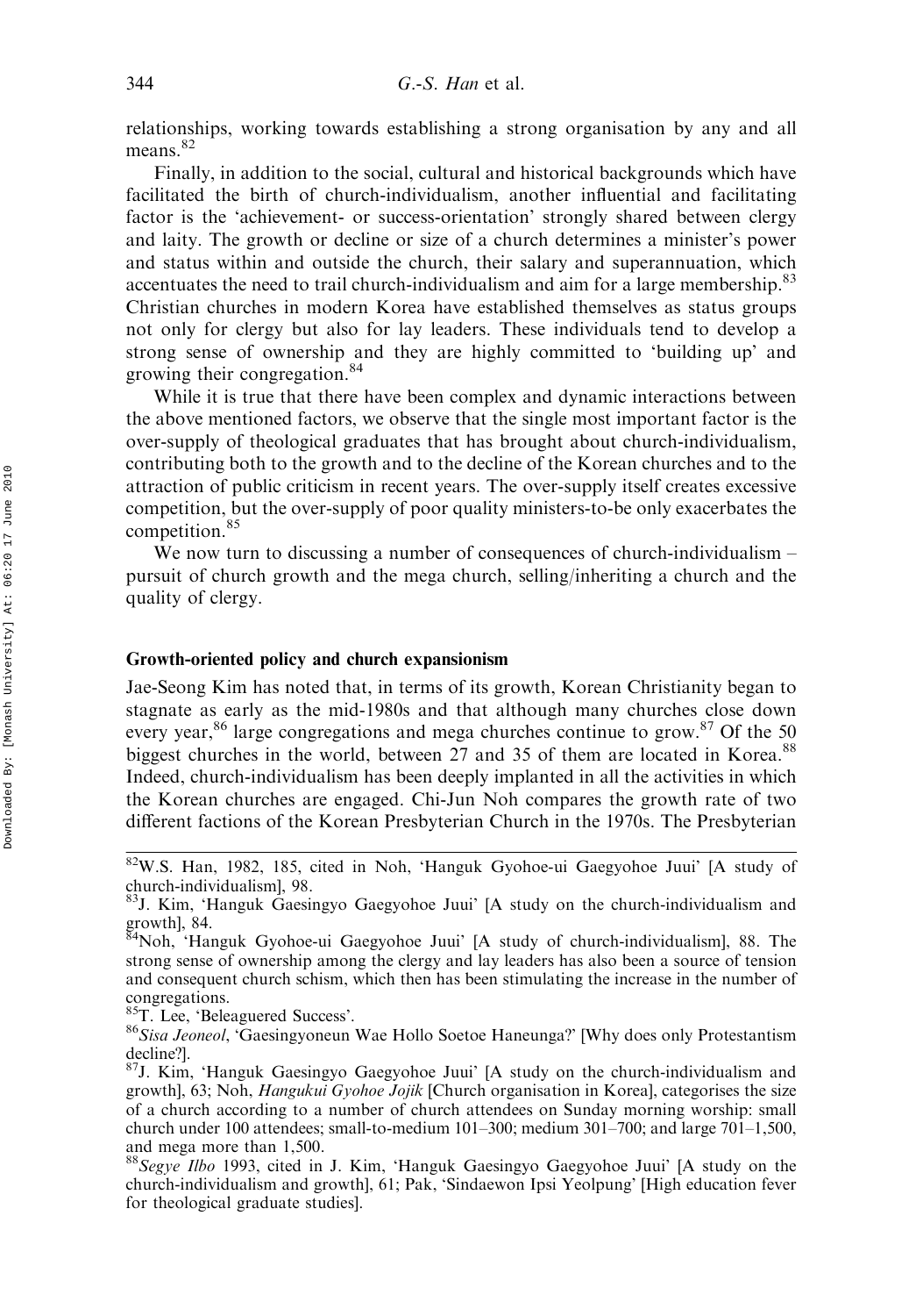relationships, working towards establishing a strong organisation by any and all means.[82]

Finally, in addition to the social, cultural and historical backgrounds which have facilitated the birth of church-individualism, another influential and facilitating factor is the 'achievement- or success-orientation' strongly shared between clergy and laity. The growth or decline or size of a church determines a minister's power and status within and outside the church, their salary and superannuation, which accentuates the need to trail church-individualism and aim for a large membership.[83] Christian churches in modern Korea have established themselves as status groups not only for clergy but also for lay leaders. These individuals tend to develop a strong sense of ownership and they are highly committed to 'building up' and growing their congregation.[84]

While it is true that there have been complex and dynamic interactions between the above mentioned factors, we observe that the single most important factor is the over-supply of theological graduates that has brought about church-individualism, contributing both to the growth and to the decline of the Korean churches and to the attraction of public criticism in recent years. The over-supply itself creates excessive competition, but the over-supply of poor quality ministers-to-be only exacerbates the competition.[85]

We now turn to discussing a number of consequences of church-individualism – pursuit of church growth and the mega church, selling/inheriting a church and the quality of clergy.

### Growth-oriented policy and church expansionism

Jae-Seong Kim has noted that, in terms of its growth, Korean Christianity began to stagnate as early as the mid-1980s and that although many churches close down every year,[86] large congregations and mega churches continue to grow.[87] Of the 50 biggest churches in the world, between 27 and 35 of them are located in Korea.[88] Indeed, church-individualism has been deeply implanted in all the activities in which the Korean churches are engaged. Chi-Jun Noh compares the growth rate of two different factions of the Korean Presbyterian Church in the 1970s. The Presbyterian

---

[82]W.S. Han, 1982, 185, cited in Noh, 'Hanguk Gyohoe-ui Gaegyohoe Juui' [A study of church-individualism], 98.

[83]J. Kim, 'Hanguk Gaesingyo Gaegyohoe Juui' [A study on the church-individualism and growth], 84.

[84]Noh, 'Hanguk Gyohoe-ui Gaegyohoe Juui' [A study of church-individualism], 88. The strong sense of ownership among the clergy and lay leaders has also been a source of tension and consequent church schism, which then has been stimulating the increase in the number of congregations.

[85]T. Lee, 'Beleaguered Success'.

[86]*Sisa Jeoneol*, 'Gaesingyoneun Wae Hollo Soetoe Haneunga?' [Why does only Protestantism decline?].

[87]J. Kim, 'Hanguk Gaesingyo Gaegyohoe Juui' [A study on the church-individualism and growth], 63; Noh, *Hangukui Gyohoe Jojik* [Church organisation in Korea], categorises the size of a church according to a number of church attendees on Sunday morning worship: small church under 100 attendees; small-to-medium 101–300; medium 301–700; and large 701–1,500, and mega more than 1,500.

[88]*Segye Ilbo* 1993, cited in J. Kim, 'Hanguk Gaesingyo Gaegyohoe Juui' [A study on the church-individualism and growth], 61; Pak, 'Sindaewon Ipsi Yeolpung' [High education fever for theological graduate studies].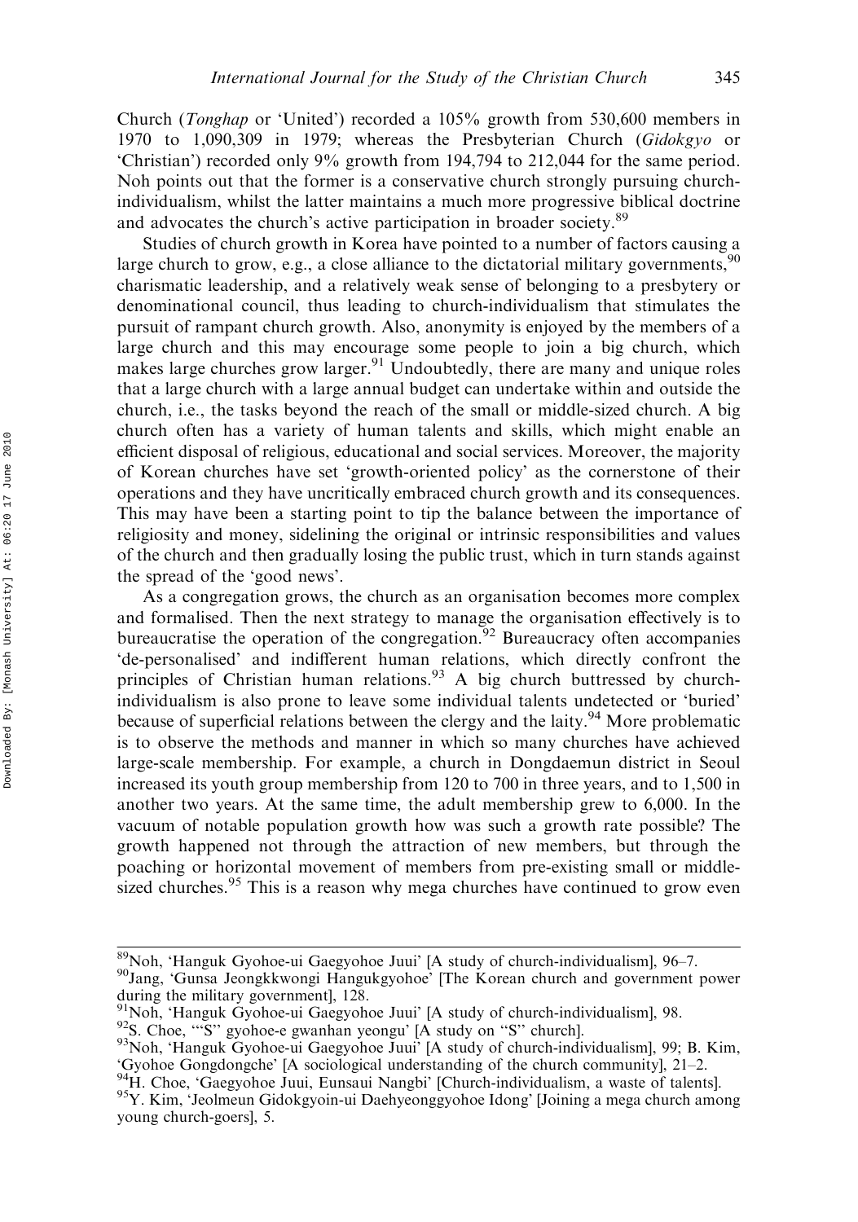Church (*Tonghap* or 'United') recorded a 105% growth from 530,600 members in 1970 to 1,090,309 in 1979; whereas the Presbyterian Church (*Gidokgyo* or 'Christian') recorded only 9% growth from 194,794 to 212,044 for the same period. Noh points out that the former is a conservative church strongly pursuing church-individualism, whilst the latter maintains a much more progressive biblical doctrine and advocates the church's active participation in broader society.[89]

Studies of church growth in Korea have pointed to a number of factors causing a large church to grow, e.g., a close alliance to the dictatorial military governments,[90] charismatic leadership, and a relatively weak sense of belonging to a presbytery or denominational council, thus leading to church-individualism that stimulates the pursuit of rampant church growth. Also, anonymity is enjoyed by the members of a large church and this may encourage some people to join a big church, which makes large churches grow larger.[91] Undoubtedly, there are many and unique roles that a large church with a large annual budget can undertake within and outside the church, i.e., the tasks beyond the reach of the small or middle-sized church. A big church often has a variety of human talents and skills, which might enable an efficient disposal of religious, educational and social services. Moreover, the majority of Korean churches have set 'growth-oriented policy' as the cornerstone of their operations and they have uncritically embraced church growth and its consequences. This may have been a starting point to tip the balance between the importance of religiosity and money, sidelining the original or intrinsic responsibilities and values of the church and then gradually losing the public trust, which in turn stands against the spread of the 'good news'.

As a congregation grows, the church as an organisation becomes more complex and formalised. Then the next strategy to manage the organisation effectively is to bureaucratise the operation of the congregation.[92] Bureaucracy often accompanies 'de-personalised' and indifferent human relations, which directly confront the principles of Christian human relations.[93] A big church buttressed by church-individualism is also prone to leave some individual talents undetected or 'buried' because of superficial relations between the clergy and the laity.[94] More problematic is to observe the methods and manner in which so many churches have achieved large-scale membership. For example, a church in Dongdaemun district in Seoul increased its youth group membership from 120 to 700 in three years, and to 1,500 in another two years. At the same time, the adult membership grew to 6,000. In the vacuum of notable population growth how was such a growth rate possible? The growth happened not through the attraction of new members, but through the poaching or horizontal movement of members from pre-existing small or middle-sized churches.[95] This is a reason why mega churches have continued to grow even

---

[89] Noh, 'Hanguk Gyohoe-ui Gaegyohoe Juui' [A study of church-individualism], 96–7.

[90] Jang, 'Gunsa Jeongkkwongi Hangukgyohoe' [The Korean church and government power during the military government], 128.

[91] Noh, 'Hanguk Gyohoe-ui Gaegyohoe Juui' [A study of church-individualism], 98.

[92] S. Choe, '"S" gyohoe-e gwanhan yeongu' [A study on "S" church].

[93] Noh, 'Hanguk Gyohoe-ui Gaegyohoe Juui' [A study of church-individualism], 99; B. Kim, 'Gyohoe Gongdongche' [A sociological understanding of the church community], 21–2.

[94] H. Choe, 'Gaegyohoe Juui, Eunsaui Nangbi' [Church-individualism, a waste of talents].

[95] Y. Kim, 'Jeolmeun Gidokgyoin-ui Daehyeonggyohoe Idong' [Joining a mega church among young church-goers], 5.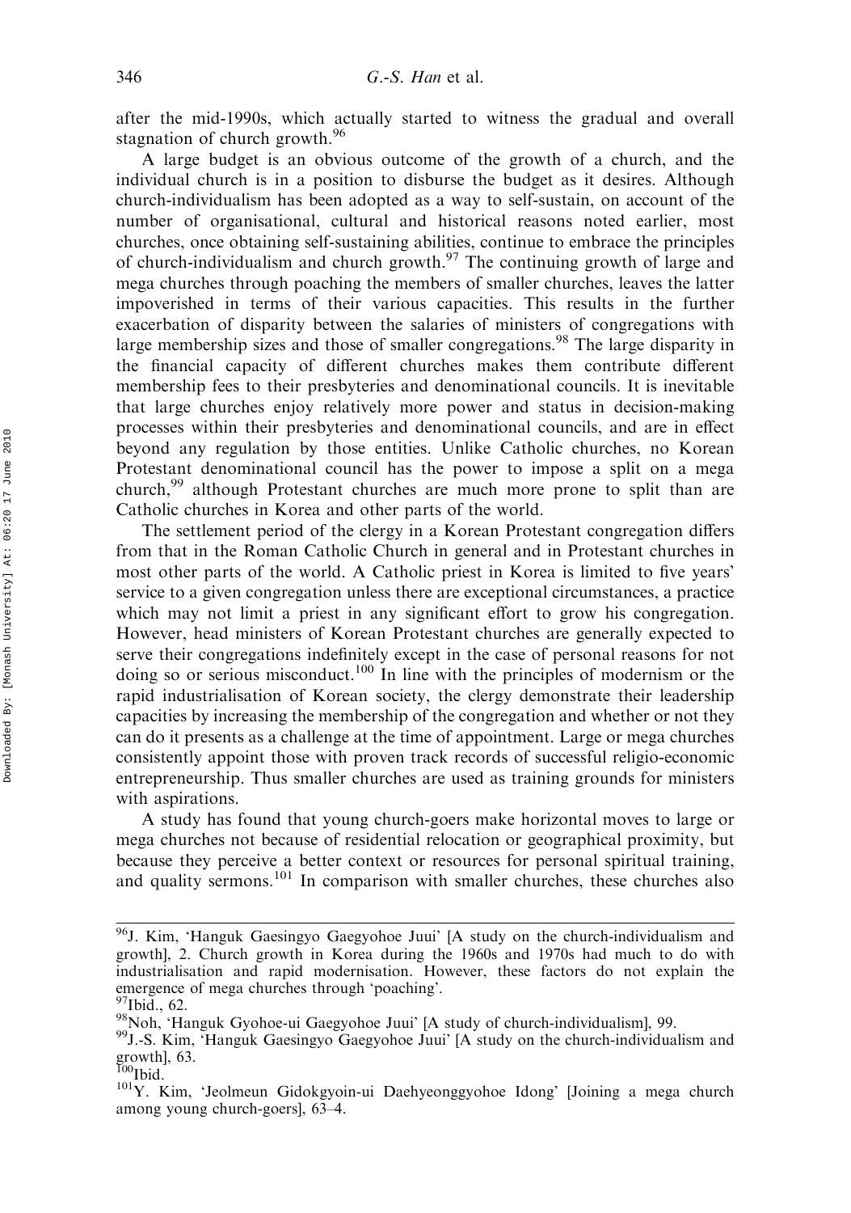after the mid-1990s, which actually started to witness the gradual and overall stagnation of church growth.[96]

A large budget is an obvious outcome of the growth of a church, and the individual church is in a position to disburse the budget as it desires. Although church-individualism has been adopted as a way to self-sustain, on account of the number of organisational, cultural and historical reasons noted earlier, most churches, once obtaining self-sustaining abilities, continue to embrace the principles of church-individualism and church growth.[97] The continuing growth of large and mega churches through poaching the members of smaller churches, leaves the latter impoverished in terms of their various capacities. This results in the further exacerbation of disparity between the salaries of ministers of congregations with large membership sizes and those of smaller congregations.[98] The large disparity in the financial capacity of different churches makes them contribute different membership fees to their presbyteries and denominational councils. It is inevitable that large churches enjoy relatively more power and status in decision-making processes within their presbyteries and denominational councils, and are in effect beyond any regulation by those entities. Unlike Catholic churches, no Korean Protestant denominational council has the power to impose a split on a mega church,[99] although Protestant churches are much more prone to split than are Catholic churches in Korea and other parts of the world.

The settlement period of the clergy in a Korean Protestant congregation differs from that in the Roman Catholic Church in general and in Protestant churches in most other parts of the world. A Catholic priest in Korea is limited to five years' service to a given congregation unless there are exceptional circumstances, a practice which may not limit a priest in any significant effort to grow his congregation. However, head ministers of Korean Protestant churches are generally expected to serve their congregations indefinitely except in the case of personal reasons for not doing so or serious misconduct.[100] In line with the principles of modernism or the rapid industrialisation of Korean society, the clergy demonstrate their leadership capacities by increasing the membership of the congregation and whether or not they can do it presents as a challenge at the time of appointment. Large or mega churches consistently appoint those with proven track records of successful religio-economic entrepreneurship. Thus smaller churches are used as training grounds for ministers with aspirations.

A study has found that young church-goers make horizontal moves to large or mega churches not because of residential relocation or geographical proximity, but because they perceive a better context or resources for personal spiritual training, and quality sermons.[101] In comparison with smaller churches, these churches also

---

[96] J. Kim, 'Hanguk Gaesingyo Gaegyohoe Juui' [A study on the church-individualism and growth], 2. Church growth in Korea during the 1960s and 1970s had much to do with industrialisation and rapid modernisation. However, these factors do not explain the emergence of mega churches through 'poaching'.

[97] Ibid., 62.

[98] Noh, 'Hanguk Gyohoe-ui Gaegyohoe Juui' [A study of church-individualism], 99.

[99] J.-S. Kim, 'Hanguk Gaesingyo Gaegyohoe Juui' [A study on the church-individualism and growth], 63.

[100] Ibid.

[101] Y. Kim, 'Jeolmeun Gidokgyoin-ui Daehyeonggyohoe Idong' [Joining a mega church among young church-goers], 63–4.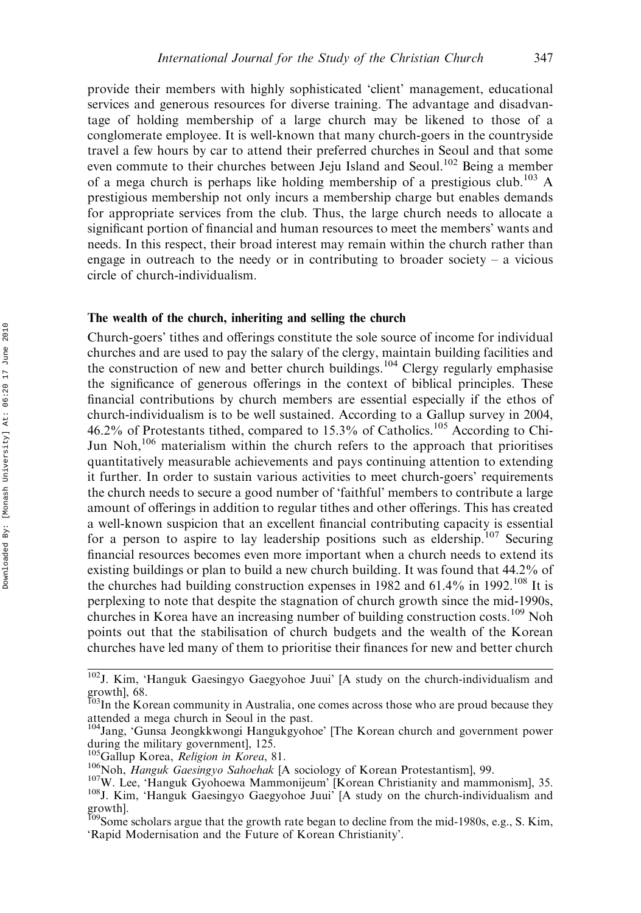provide their members with highly sophisticated 'client' management, educational services and generous resources for diverse training. The advantage and disadvantage of holding membership of a large church may be likened to those of a conglomerate employee. It is well-known that many church-goers in the countryside travel a few hours by car to attend their preferred churches in Seoul and that some even commute to their churches between Jeju Island and Seoul.[102] Being a member of a mega church is perhaps like holding membership of a prestigious club.[103] A prestigious membership not only incurs a membership charge but enables demands for appropriate services from the club. Thus, the large church needs to allocate a significant portion of financial and human resources to meet the members' wants and needs. In this respect, their broad interest may remain within the church rather than engage in outreach to the needy or in contributing to broader society – a vicious circle of church-individualism.

## The wealth of the church, inheriting and selling the church

Church-goers' tithes and offerings constitute the sole source of income for individual churches and are used to pay the salary of the clergy, maintain building facilities and the construction of new and better church buildings.[104] Clergy regularly emphasise the significance of generous offerings in the context of biblical principles. These financial contributions by church members are essential especially if the ethos of church-individualism is to be well sustained. According to a Gallup survey in 2004, 46.2% of Protestants tithed, compared to 15.3% of Catholics.[105] According to Chi-Jun Noh,[106] materialism within the church refers to the approach that prioritises quantitatively measurable achievements and pays continuing attention to extending it further. In order to sustain various activities to meet church-goers' requirements the church needs to secure a good number of 'faithful' members to contribute a large amount of offerings in addition to regular tithes and other offerings. This has created a well-known suspicion that an excellent financial contributing capacity is essential for a person to aspire to lay leadership positions such as eldership.[107] Securing financial resources becomes even more important when a church needs to extend its existing buildings or plan to build a new church building. It was found that 44.2% of the churches had building construction expenses in 1982 and 61.4% in 1992.[108] It is perplexing to note that despite the stagnation of church growth since the mid-1990s, churches in Korea have an increasing number of building construction costs.[109] Noh points out that the stabilisation of church budgets and the wealth of the Korean churches have led many of them to prioritise their finances for new and better church

---

[102] J. Kim, 'Hanguk Gaesingyo Gaegyohoe Juui' [A study on the church-individualism and growth], 68.

[103] In the Korean community in Australia, one comes across those who are proud because they attended a mega church in Seoul in the past.

[104] Jang, 'Gunsa Jeongkkwongi Hangukgyohoe' [The Korean church and government power during the military government], 125.

[105] Gallup Korea, *Religion in Korea*, 81.

[106] Noh, *Hanguk Gaesingyo Sahoehak* [A sociology of Korean Protestantism], 99.

[107] W. Lee, 'Hanguk Gyohoewa Mammonijeum' [Korean Christianity and mammonism], 35.

[108] J. Kim, 'Hanguk Gaesingyo Gaegyohoe Juui' [A study on the church-individualism and growth].

[109] Some scholars argue that the growth rate began to decline from the mid-1980s, e.g., S. Kim, 'Rapid Modernisation and the Future of Korean Christianity'.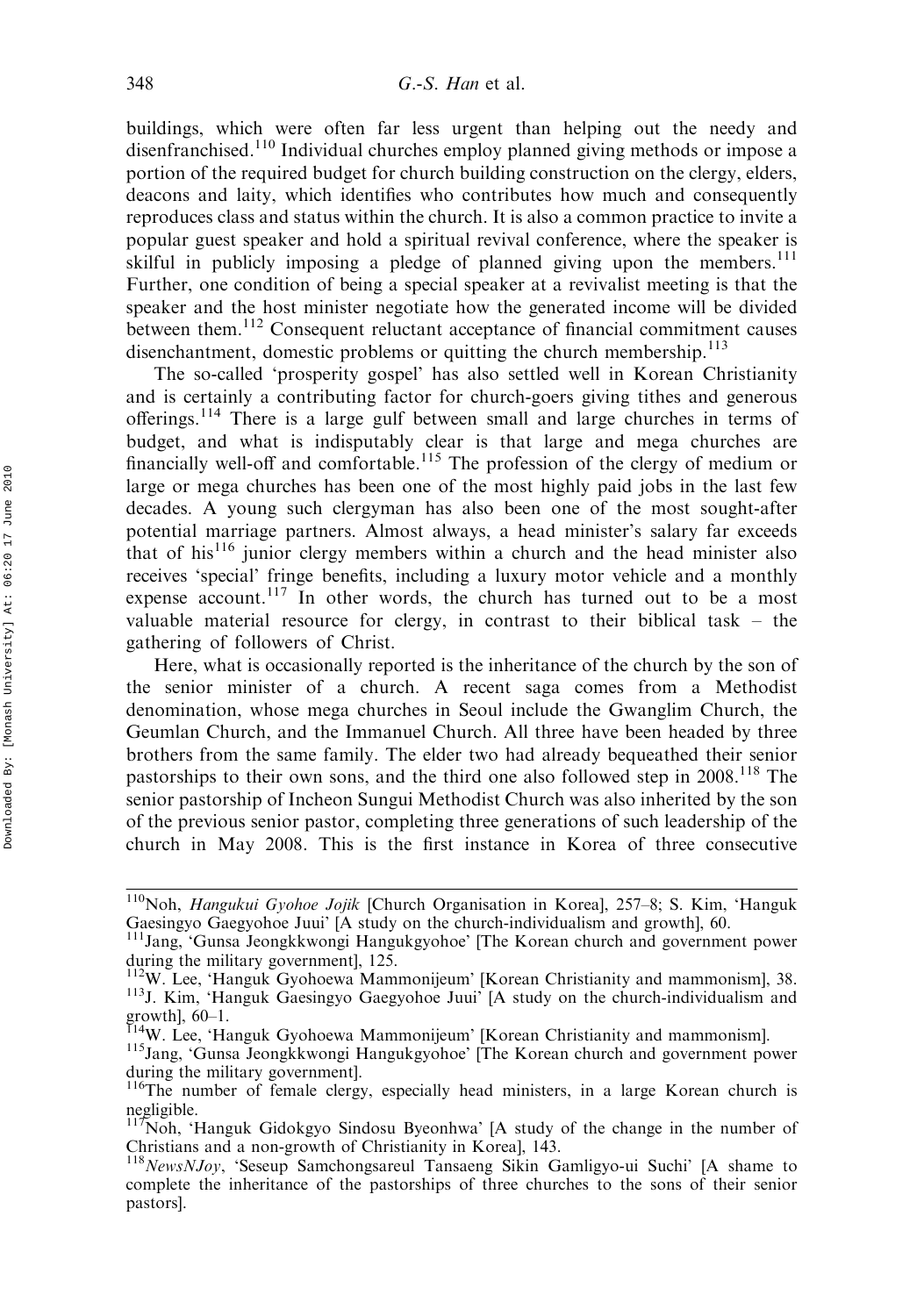buildings, which were often far less urgent than helping out the needy and disenfranchised.[110] Individual churches employ planned giving methods or impose a portion of the required budget for church building construction on the clergy, elders, deacons and laity, which identifies who contributes how much and consequently reproduces class and status within the church. It is also a common practice to invite a popular guest speaker and hold a spiritual revival conference, where the speaker is skilful in publicly imposing a pledge of planned giving upon the members.[111] Further, one condition of being a special speaker at a revivalist meeting is that the speaker and the host minister negotiate how the generated income will be divided between them.[112] Consequent reluctant acceptance of financial commitment causes disenchantment, domestic problems or quitting the church membership.[113]

The so-called 'prosperity gospel' has also settled well in Korean Christianity and is certainly a contributing factor for church-goers giving tithes and generous offerings.[114] There is a large gulf between small and large churches in terms of budget, and what is indisputably clear is that large and mega churches are financially well-off and comfortable.[115] The profession of the clergy of medium or large or mega churches has been one of the most highly paid jobs in the last few decades. A young such clergyman has also been one of the most sought-after potential marriage partners. Almost always, a head minister's salary far exceeds that of his[116] junior clergy members within a church and the head minister also receives 'special' fringe benefits, including a luxury motor vehicle and a monthly expense account.[117] In other words, the church has turned out to be a most valuable material resource for clergy, in contrast to their biblical task – the gathering of followers of Christ.

Here, what is occasionally reported is the inheritance of the church by the son of the senior minister of a church. A recent saga comes from a Methodist denomination, whose mega churches in Seoul include the Gwanglim Church, the Geumlan Church, and the Immanuel Church. All three have been headed by three brothers from the same family. The elder two had already bequeathed their senior pastorships to their own sons, and the third one also followed step in 2008.[118] The senior pastorship of Incheon Sungui Methodist Church was also inherited by the son of the previous senior pastor, completing three generations of such leadership of the church in May 2008. This is the first instance in Korea of three consecutive

---

[110]Noh, *Hangukui Gyohoe Jojik* [Church Organisation in Korea], 257–8; S. Kim, 'Hanguk Gaesingyo Gaegyohoe Juui' [A study on the church-individualism and growth], 60.

[111]Jang, 'Gunsa Jeongkkwongi Hangukgyohoe' [The Korean church and government power during the military government], 125.

[112]W. Lee, 'Hanguk Gyohoewa Mammonijeum' [Korean Christianity and mammonism], 38.

[113]J. Kim, 'Hanguk Gaesingyo Gaegyohoe Juui' [A study on the church-individualism and growth], 60–1.

[114]W. Lee, 'Hanguk Gyohoewa Mammonijeum' [Korean Christianity and mammonism].

[115]Jang, 'Gunsa Jeongkkwongi Hangukgyohoe' [The Korean church and government power during the military government].

[116]The number of female clergy, especially head ministers, in a large Korean church is negligible.

[117]Noh, 'Hanguk Gidokgyo Sindosu Byeonhwa' [A study of the change in the number of Christians and a non-growth of Christianity in Korea], 143.

[118]*NewsNJoy*, 'Seseup Samchongsareul Tansaeng Sikin Gamligyo-ui Suchi' [A shame to complete the inheritance of the pastorships of three churches to the sons of their senior pastors].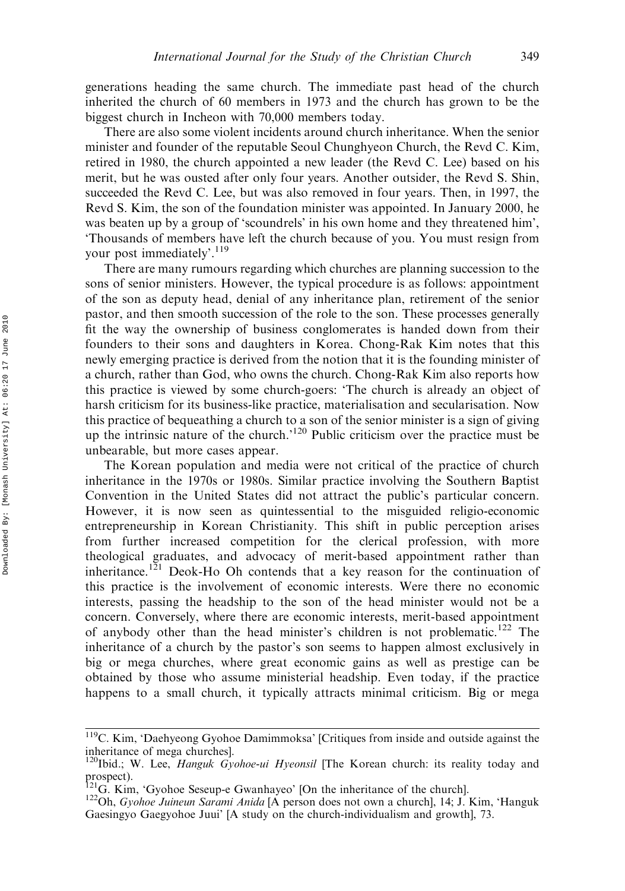generations heading the same church. The immediate past head of the church inherited the church of 60 members in 1973 and the church has grown to be the biggest church in Incheon with 70,000 members today.

There are also some violent incidents around church inheritance. When the senior minister and founder of the reputable Seoul Chunghyeon Church, the Revd C. Kim, retired in 1980, the church appointed a new leader (the Revd C. Lee) based on his merit, but he was ousted after only four years. Another outsider, the Revd S. Shin, succeeded the Revd C. Lee, but was also removed in four years. Then, in 1997, the Revd S. Kim, the son of the foundation minister was appointed. In January 2000, he was beaten up by a group of 'scoundrels' in his own home and they threatened him', 'Thousands of members have left the church because of you. You must resign from your post immediately'.[119]

There are many rumours regarding which churches are planning succession to the sons of senior ministers. However, the typical procedure is as follows: appointment of the son as deputy head, denial of any inheritance plan, retirement of the senior pastor, and then smooth succession of the role to the son. These processes generally fit the way the ownership of business conglomerates is handed down from their founders to their sons and daughters in Korea. Chong-Rak Kim notes that this newly emerging practice is derived from the notion that it is the founding minister of a church, rather than God, who owns the church. Chong-Rak Kim also reports how this practice is viewed by some church-goers: 'The church is already an object of harsh criticism for its business-like practice, materialisation and secularisation. Now this practice of bequeathing a church to a son of the senior minister is a sign of giving up the intrinsic nature of the church.'[120] Public criticism over the practice must be unbearable, but more cases appear.

The Korean population and media were not critical of the practice of church inheritance in the 1970s or 1980s. Similar practice involving the Southern Baptist Convention in the United States did not attract the public's particular concern. However, it is now seen as quintessential to the misguided religio-economic entrepreneurship in Korean Christianity. This shift in public perception arises from further increased competition for the clerical profession, with more theological graduates, and advocacy of merit-based appointment rather than inheritance.[121] Deok-Ho Oh contends that a key reason for the continuation of this practice is the involvement of economic interests. Were there no economic interests, passing the headship to the son of the head minister would not be a concern. Conversely, where there are economic interests, merit-based appointment of anybody other than the head minister's children is not problematic.[122] The inheritance of a church by the pastor's son seems to happen almost exclusively in big or mega churches, where great economic gains as well as prestige can be obtained by those who assume ministerial headship. Even today, if the practice happens to a small church, it typically attracts minimal criticism. Big or mega

---

[119] C. Kim, 'Daehyeong Gyohoe Damimmoksa' [Critiques from inside and outside against the inheritance of mega churches].

[120] Ibid.; W. Lee, *Hanguk Gyohoe-ui Hyeonsil* [The Korean church: its reality today and prospect).

[121] G. Kim, 'Gyohoe Seseup-e Gwanhayeo' [On the inheritance of the church].

[122] Oh, *Gyohoe Juineun Sarami Anida* [A person does not own a church], 14; J. Kim, 'Hanguk Gaesingyo Gaegyohoe Juui' [A study on the church-individualism and growth], 73.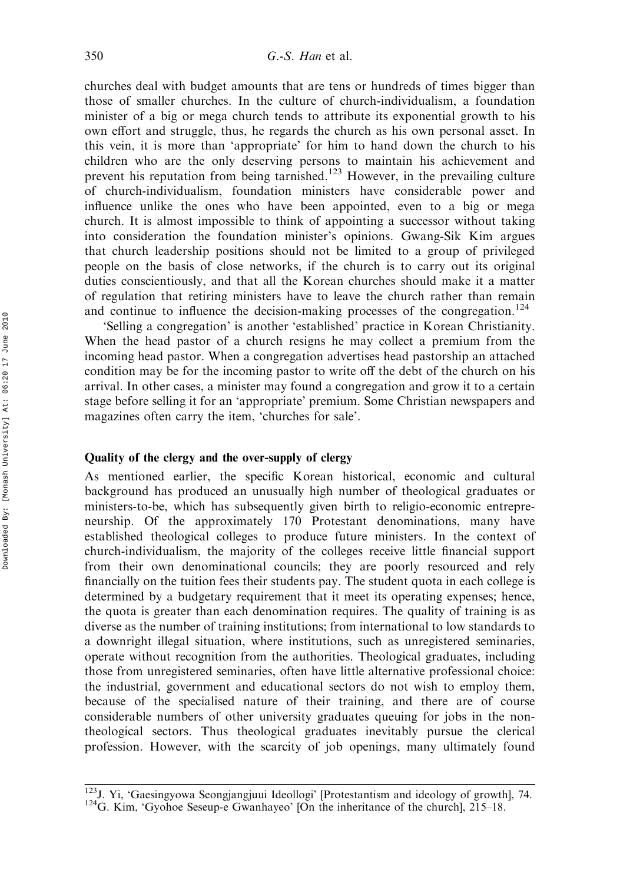churches deal with budget amounts that are tens or hundreds of times bigger than those of smaller churches. In the culture of church-individualism, a foundation minister of a big or mega church tends to attribute its exponential growth to his own effort and struggle, thus, he regards the church as his own personal asset. In this vein, it is more than 'appropriate' for him to hand down the church to his children who are the only deserving persons to maintain his achievement and prevent his reputation from being tarnished.[123] However, in the prevailing culture of church-individualism, foundation ministers have considerable power and influence unlike the ones who have been appointed, even to a big or mega church. It is almost impossible to think of appointing a successor without taking into consideration the foundation minister's opinions. Gwang-Sik Kim argues that church leadership positions should not be limited to a group of privileged people on the basis of close networks, if the church is to carry out its original duties conscientiously, and that all the Korean churches should make it a matter of regulation that retiring ministers have to leave the church rather than remain and continue to influence the decision-making processes of the congregation.[124]

'Selling a congregation' is another 'established' practice in Korean Christianity. When the head pastor of a church resigns he may collect a premium from the incoming head pastor. When a congregation advertises head pastorship an attached condition may be for the incoming pastor to write off the debt of the church on his arrival. In other cases, a minister may found a congregation and grow it to a certain stage before selling it for an 'appropriate' premium. Some Christian newspapers and magazines often carry the item, 'churches for sale'.

### Quality of the clergy and the over-supply of clergy

As mentioned earlier, the specific Korean historical, economic and cultural background has produced an unusually high number of theological graduates or ministers-to-be, which has subsequently given birth to religio-economic entrepreneurship. Of the approximately 170 Protestant denominations, many have established theological colleges to produce future ministers. In the context of church-individualism, the majority of the colleges receive little financial support from their own denominational councils; they are poorly resourced and rely financially on the tuition fees their students pay. The student quota in each college is determined by a budgetary requirement that it meet its operating expenses; hence, the quota is greater than each denomination requires. The quality of training is as diverse as the number of training institutions; from international to low standards to a downright illegal situation, where institutions, such as unregistered seminaries, operate without recognition from the authorities. Theological graduates, including those from unregistered seminaries, often have little alternative professional choice: the industrial, government and educational sectors do not wish to employ them, because of the specialised nature of their training, and there are of course considerable numbers of other university graduates queuing for jobs in the non-theological sectors. Thus theological graduates inevitably pursue the clerical profession. However, with the scarcity of job openings, many ultimately found

[123] J. Yi, 'Gaesingyowa Seongjangjuui Ideollogi' [Protestantism and ideology of growth], 74.

[124] G. Kim, 'Gyohoe Seseup-e Gwanhayeo' [On the inheritance of the church], 215–18.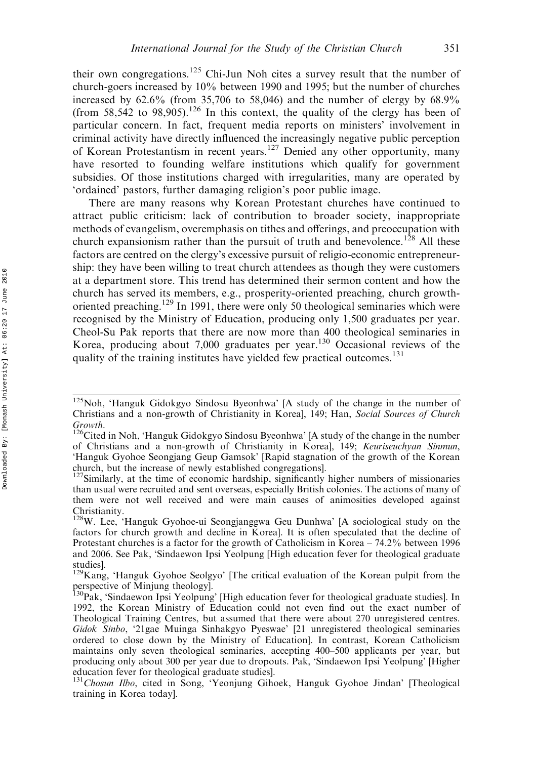their own congregations.[125] Chi-Jun Noh cites a survey result that the number of church-goers increased by 10% between 1990 and 1995; but the number of churches increased by 62.6% (from 35,706 to 58,046) and the number of clergy by 68.9% (from 58,542 to 98,905).[126] In this context, the quality of the clergy has been of particular concern. In fact, frequent media reports on ministers' involvement in criminal activity have directly influenced the increasingly negative public perception of Korean Protestantism in recent years.[127] Denied any other opportunity, many have resorted to founding welfare institutions which qualify for government subsidies. Of those institutions charged with irregularities, many are operated by 'ordained' pastors, further damaging religion's poor public image.

There are many reasons why Korean Protestant churches have continued to attract public criticism: lack of contribution to broader society, inappropriate methods of evangelism, overemphasis on tithes and offerings, and preoccupation with church expansionism rather than the pursuit of truth and benevolence.[128] All these factors are centred on the clergy's excessive pursuit of religio-economic entrepreneurship: they have been willing to treat church attendees as though they were customers at a department store. This trend has determined their sermon content and how the church has served its members, e.g., prosperity-oriented preaching, church growth-oriented preaching.[129] In 1991, there were only 50 theological seminaries which were recognised by the Ministry of Education, producing only 1,500 graduates per year. Cheol-Su Pak reports that there are now more than 400 theological seminaries in Korea, producing about 7,000 graduates per year.[130] Occasional reviews of the quality of the training institutes have yielded few practical outcomes.[131]

---

[125]Noh, 'Hanguk Gidokgyo Sindosu Byeonhwa' [A study of the change in the number of Christians and a non-growth of Christianity in Korea], 149; Han, *Social Sources of Church Growth*.

[126]Cited in Noh, 'Hanguk Gidokgyo Sindosu Byeonhwa' [A study of the change in the number of Christians and a non-growth of Christianity in Korea], 149; *Keuriseuchyan Sinmun*, 'Hanguk Gyohoe Seongjang Geup Gamsok' [Rapid stagnation of the growth of the Korean church, but the increase of newly established congregations].

[127]Similarly, at the time of economic hardship, significantly higher numbers of missionaries than usual were recruited and sent overseas, especially British colonies. The actions of many of them were not well received and were main causes of animosities developed against Christianity.

[128]W. Lee, 'Hanguk Gyohoe-ui Seongjanggwa Geu Dunhwa' [A sociological study on the factors for church growth and decline in Korea]. It is often speculated that the decline of Protestant churches is a factor for the growth of Catholicism in Korea – 74.2% between 1996 and 2006. See Pak, 'Sindaewon Ipsi Yeolpung [High education fever for theological graduate studies].

[129]Kang, 'Hanguk Gyohoe Seolgyo' [The critical evaluation of the Korean pulpit from the perspective of Minjung theology].

[130]Pak, 'Sindaewon Ipsi Yeolpung' [High education fever for theological graduate studies]. In 1992, the Korean Ministry of Education could not even find out the exact number of Theological Training Centres, but assumed that there were about 270 unregistered centres. *Gidok Sinbo*, '21gae Muinga Sinhakgyo Pyeswae' [21 unregistered theological seminaries ordered to close down by the Ministry of Education]. In contrast, Korean Catholicism maintains only seven theological seminaries, accepting 400–500 applicants per year, but producing only about 300 per year due to dropouts. Pak, 'Sindaewon Ipsi Yeolpung' [Higher education fever for theological graduate studies].

[131]*Chosun Ilbo*, cited in Song, 'Yeonjung Gihoek, Hanguk Gyohoe Jindan' [Theological training in Korea today].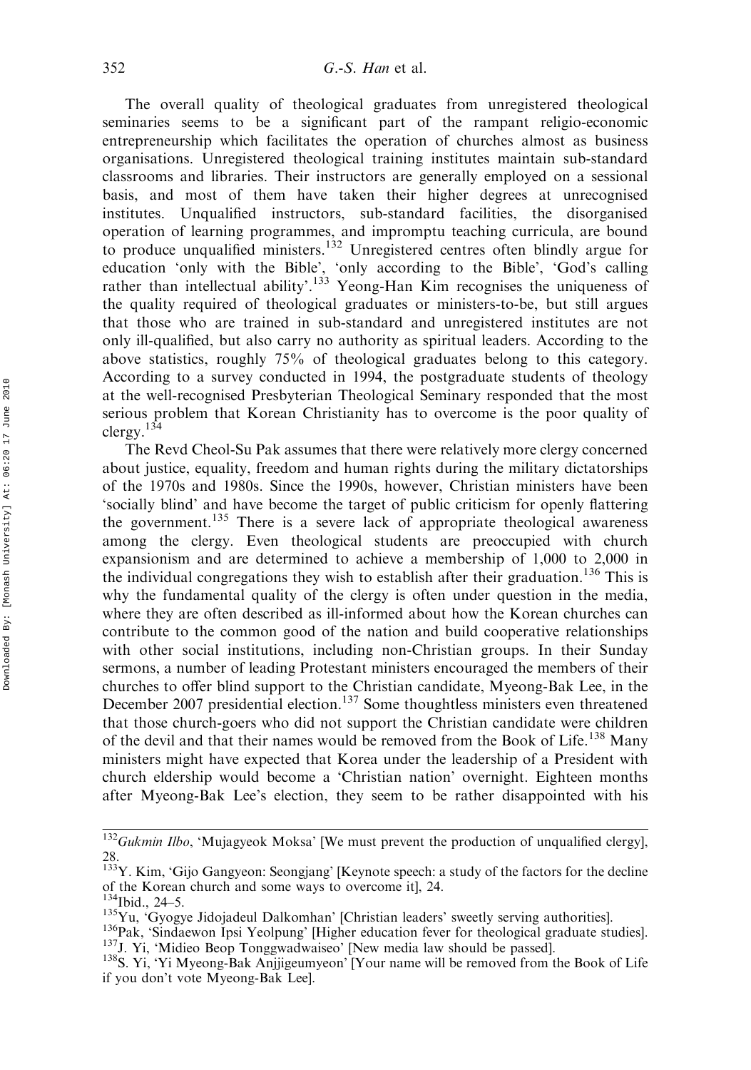The overall quality of theological graduates from unregistered theological seminaries seems to be a significant part of the rampant religio-economic entrepreneurship which facilitates the operation of churches almost as business organisations. Unregistered theological training institutes maintain sub-standard classrooms and libraries. Their instructors are generally employed on a sessional basis, and most of them have taken their higher degrees at unrecognised institutes. Unqualified instructors, sub-standard facilities, the disorganised operation of learning programmes, and impromptu teaching curricula, are bound to produce unqualified ministers.[132] Unregistered centres often blindly argue for education 'only with the Bible', 'only according to the Bible', 'God's calling rather than intellectual ability'.[133] Yeong-Han Kim recognises the uniqueness of the quality required of theological graduates or ministers-to-be, but still argues that those who are trained in sub-standard and unregistered institutes are not only ill-qualified, but also carry no authority as spiritual leaders. According to the above statistics, roughly 75% of theological graduates belong to this category. According to a survey conducted in 1994, the postgraduate students of theology at the well-recognised Presbyterian Theological Seminary responded that the most serious problem that Korean Christianity has to overcome is the poor quality of clergy.[134]

The Revd Cheol-Su Pak assumes that there were relatively more clergy concerned about justice, equality, freedom and human rights during the military dictatorships of the 1970s and 1980s. Since the 1990s, however, Christian ministers have been 'socially blind' and have become the target of public criticism for openly flattering the government.[135] There is a severe lack of appropriate theological awareness among the clergy. Even theological students are preoccupied with church expansionism and are determined to achieve a membership of 1,000 to 2,000 in the individual congregations they wish to establish after their graduation.[136] This is why the fundamental quality of the clergy is often under question in the media, where they are often described as ill-informed about how the Korean churches can contribute to the common good of the nation and build cooperative relationships with other social institutions, including non-Christian groups. In their Sunday sermons, a number of leading Protestant ministers encouraged the members of their churches to offer blind support to the Christian candidate, Myeong-Bak Lee, in the December 2007 presidential election.[137] Some thoughtless ministers even threatened that those church-goers who did not support the Christian candidate were children of the devil and that their names would be removed from the Book of Life.[138] Many ministers might have expected that Korea under the leadership of a President with church eldership would become a 'Christian nation' overnight. Eighteen months after Myeong-Bak Lee's election, they seem to be rather disappointed with his

---

[132] *Gukmin Ilbo*, 'Mujagyeok Moksa' [We must prevent the production of unqualified clergy], 28.

[133] Y. Kim, 'Gijo Gangyeon: Seongjang' [Keynote speech: a study of the factors for the decline of the Korean church and some ways to overcome it], 24.

[134] Ibid., 24–5.

[135] Yu, 'Gyogye Jidojadeul Dalkomhan' [Christian leaders' sweetly serving authorities].

[136] Pak, 'Sindaewon Ipsi Yeolpung' [Higher education fever for theological graduate studies].

[137] J. Yi, 'Midieo Beop Tonggwadwaiseo' [New media law should be passed].

[138] S. Yi, 'Yi Myeong-Bak Anjjigeumyeon' [Your name will be removed from the Book of Life if you don't vote Myeong-Bak Lee].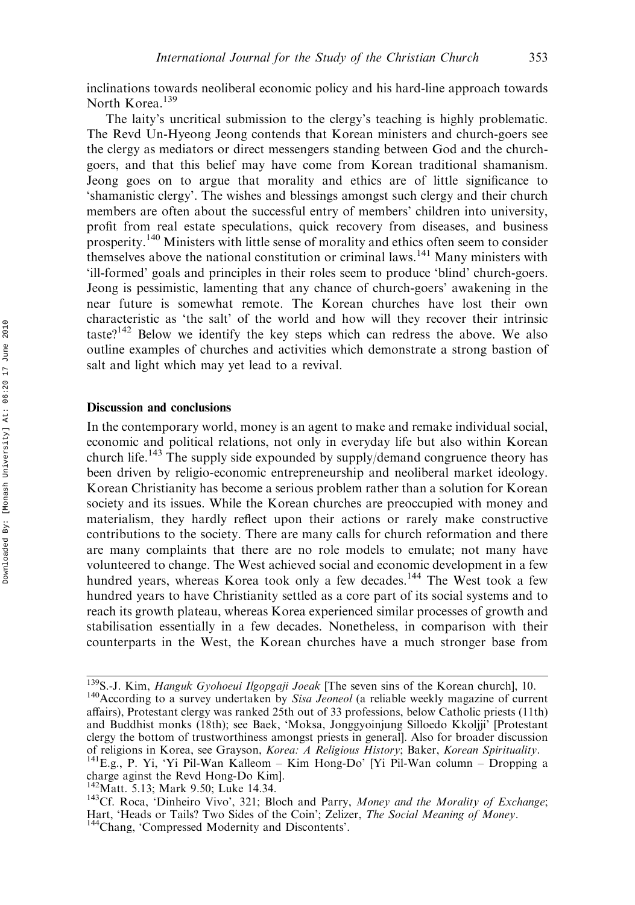inclinations towards neoliberal economic policy and his hard-line approach towards North Korea.[139]

The laity's uncritical submission to the clergy's teaching is highly problematic. The Revd Un-Hyeong Jeong contends that Korean ministers and church-goers see the clergy as mediators or direct messengers standing between God and the church-goers, and that this belief may have come from Korean traditional shamanism. Jeong goes on to argue that morality and ethics are of little significance to 'shamanistic clergy'. The wishes and blessings amongst such clergy and their church members are often about the successful entry of members' children into university, profit from real estate speculations, quick recovery from diseases, and business prosperity.[140] Ministers with little sense of morality and ethics often seem to consider themselves above the national constitution or criminal laws.[141] Many ministers with 'ill-formed' goals and principles in their roles seem to produce 'blind' church-goers. Jeong is pessimistic, lamenting that any chance of church-goers' awakening in the near future is somewhat remote. The Korean churches have lost their own characteristic as 'the salt' of the world and how will they recover their intrinsic taste?[142] Below we identify the key steps which can redress the above. We also outline examples of churches and activities which demonstrate a strong bastion of salt and light which may yet lead to a revival.

## Discussion and conclusions

In the contemporary world, money is an agent to make and remake individual social, economic and political relations, not only in everyday life but also within Korean church life.[143] The supply side expounded by supply/demand congruence theory has been driven by religio-economic entrepreneurship and neoliberal market ideology. Korean Christianity has become a serious problem rather than a solution for Korean society and its issues. While the Korean churches are preoccupied with money and materialism, they hardly reflect upon their actions or rarely make constructive contributions to the society. There are many calls for church reformation and there are many complaints that there are no role models to emulate; not many have volunteered to change. The West achieved social and economic development in a few hundred years, whereas Korea took only a few decades.[144] The West took a few hundred years to have Christianity settled as a core part of its social systems and to reach its growth plateau, whereas Korea experienced similar processes of growth and stabilisation essentially in a few decades. Nonetheless, in comparison with their counterparts in the West, the Korean churches have a much stronger base from

[139] S.-J. Kim, *Hanguk Gyohoeui Ilgopgaji Joeak* [The seven sins of the Korean church], 10.

[140] According to a survey undertaken by *Sisa Jeoneol* (a reliable weekly magazine of current affairs), Protestant clergy was ranked 25th out of 33 professions, below Catholic priests (11th) and Buddhist monks (18th); see Baek, 'Moksa, Jonggyoinjung Silloedo Kkoljji' [Protestant clergy the bottom of trustworthiness amongst priests in general]. Also for broader discussion of religions in Korea, see Grayson, *Korea: A Religious History*; Baker, *Korean Spirituality*.

[141] E.g., P. Yi, 'Yi Pil-Wan Kalleom – Kim Hong-Do' [Yi Pil-Wan column – Dropping a charge aginst the Revd Hong-Do Kim].

[142] Matt. 5.13; Mark 9.50; Luke 14.34.

[143] Cf. Roca, 'Dinheiro Vivo', 321; Bloch and Parry, *Money and the Morality of Exchange*; Hart, 'Heads or Tails? Two Sides of the Coin'; Zelizer, *The Social Meaning of Money*.

[144] Chang, 'Compressed Modernity and Discontents'.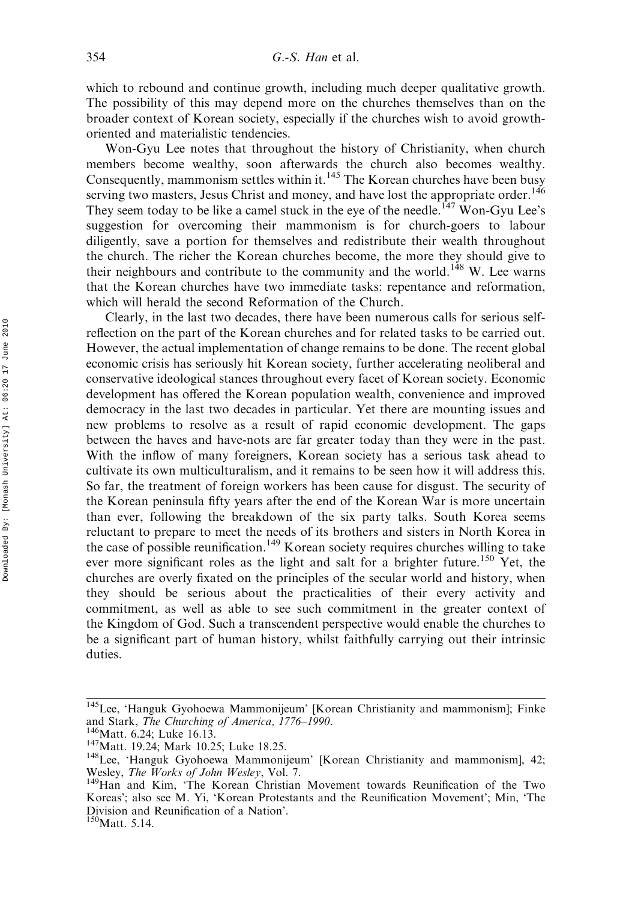which to rebound and continue growth, including much deeper qualitative growth. The possibility of this may depend more on the churches themselves than on the broader context of Korean society, especially if the churches wish to avoid growth-oriented and materialistic tendencies.

Won-Gyu Lee notes that throughout the history of Christianity, when church members become wealthy, soon afterwards the church also becomes wealthy. Consequently, mammonism settles within it.[145] The Korean churches have been busy serving two masters, Jesus Christ and money, and have lost the appropriate order.[146] They seem today to be like a camel stuck in the eye of the needle.[147] Won-Gyu Lee's suggestion for overcoming their mammonism is for church-goers to labour diligently, save a portion for themselves and redistribute their wealth throughout the church. The richer the Korean churches become, the more they should give to their neighbours and contribute to the community and the world.[148] W. Lee warns that the Korean churches have two immediate tasks: repentance and reformation, which will herald the second Reformation of the Church.

Clearly, in the last two decades, there have been numerous calls for serious self-reflection on the part of the Korean churches and for related tasks to be carried out. However, the actual implementation of change remains to be done. The recent global economic crisis has seriously hit Korean society, further accelerating neoliberal and conservative ideological stances throughout every facet of Korean society. Economic development has offered the Korean population wealth, convenience and improved democracy in the last two decades in particular. Yet there are mounting issues and new problems to resolve as a result of rapid economic development. The gaps between the haves and have-nots are far greater today than they were in the past. With the inflow of many foreigners, Korean society has a serious task ahead to cultivate its own multiculturalism, and it remains to be seen how it will address this. So far, the treatment of foreign workers has been cause for disgust. The security of the Korean peninsula fifty years after the end of the Korean War is more uncertain than ever, following the breakdown of the six party talks. South Korea seems reluctant to prepare to meet the needs of its brothers and sisters in North Korea in the case of possible reunification.[149] Korean society requires churches willing to take ever more significant roles as the light and salt for a brighter future.[150] Yet, the churches are overly fixated on the principles of the secular world and history, when they should be serious about the practicalities of their every activity and commitment, as well as able to see such commitment in the greater context of the Kingdom of God. Such a transcendent perspective would enable the churches to be a significant part of human history, whilst faithfully carrying out their intrinsic duties.

---

[145]Lee, 'Hanguk Gyohoewa Mammonijeum' [Korean Christianity and mammonism]; Finke and Stark, *The Churching of America, 1776–1990*.

[146]Matt. 6.24; Luke 16.13.

[147]Matt. 19.24; Mark 10.25; Luke 18.25.

[148]Lee, 'Hanguk Gyohoewa Mammonijeum' [Korean Christianity and mammonism], 42; Wesley, *The Works of John Wesley*, Vol. 7.

[149]Han and Kim, 'The Korean Christian Movement towards Reunification of the Two Koreas'; also see M. Yi, 'Korean Protestants and the Reunification Movement'; Min, 'The Division and Reunification of a Nation'.

[150]Matt. 5.14.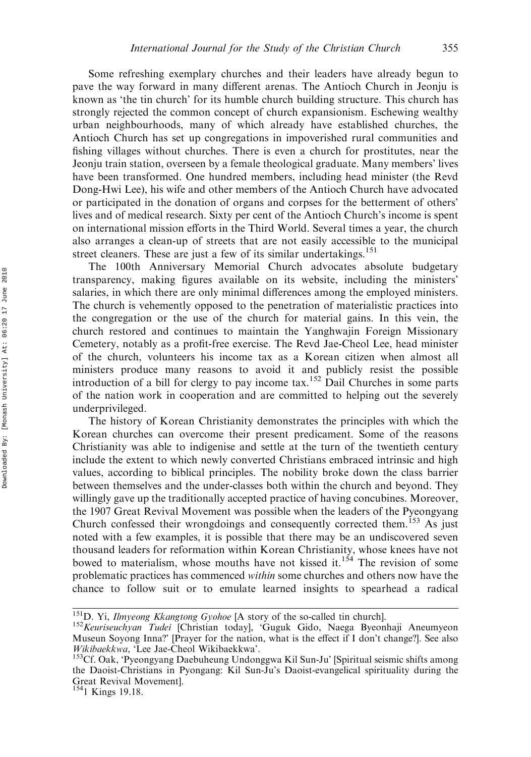Some refreshing exemplary churches and their leaders have already begun to pave the way forward in many different arenas. The Antioch Church in Jeonju is known as 'the tin church' for its humble church building structure. This church has strongly rejected the common concept of church expansionism. Eschewing wealthy urban neighbourhoods, many of which already have established churches, the Antioch Church has set up congregations in impoverished rural communities and fishing villages without churches. There is even a church for prostitutes, near the Jeonju train station, overseen by a female theological graduate. Many members' lives have been transformed. One hundred members, including head minister (the Revd Dong-Hwi Lee), his wife and other members of the Antioch Church have advocated or participated in the donation of organs and corpses for the betterment of others' lives and of medical research. Sixty per cent of the Antioch Church's income is spent on international mission efforts in the Third World. Several times a year, the church also arranges a clean-up of streets that are not easily accessible to the municipal street cleaners. These are just a few of its similar undertakings.[151]

The 100th Anniversary Memorial Church advocates absolute budgetary transparency, making figures available on its website, including the ministers' salaries, in which there are only minimal differences among the employed ministers. The church is vehemently opposed to the penetration of materialistic practices into the congregation or the use of the church for material gains. In this vein, the church restored and continues to maintain the Yanghwajin Foreign Missionary Cemetery, notably as a profit-free exercise. The Revd Jae-Cheol Lee, head minister of the church, volunteers his income tax as a Korean citizen when almost all ministers produce many reasons to avoid it and publicly resist the possible introduction of a bill for clergy to pay income tax.[152] Dail Churches in some parts of the nation work in cooperation and are committed to helping out the severely underprivileged.

The history of Korean Christianity demonstrates the principles with which the Korean churches can overcome their present predicament. Some of the reasons Christianity was able to indigenise and settle at the turn of the twentieth century include the extent to which newly converted Christians embraced intrinsic and high values, according to biblical principles. The nobility broke down the class barrier between themselves and the under-classes both within the church and beyond. They willingly gave up the traditionally accepted practice of having concubines. Moreover, the 1907 Great Revival Movement was possible when the leaders of the Pyeongyang Church confessed their wrongdoings and consequently corrected them.[153] As just noted with a few examples, it is possible that there may be an undiscovered seven thousand leaders for reformation within Korean Christianity, whose knees have not bowed to materialism, whose mouths have not kissed it.[154] The revision of some problematic practices has commenced *within* some churches and others now have the chance to follow suit or to emulate learned insights to spearhead a radical

---

[151] D. Yi, *Ilmyeong Kkangtong Gyohoe* [A story of the so-called tin church].

[152] *Keuriseuchyan Tudei* [Christian today], 'Guguk Gido, Naega Byeonhaji Aneumyeon Museun Soyong Inna?' [Prayer for the nation, what is the effect if I don't change?]. See also *Wikibaekkwa*, 'Lee Jae-Cheol Wikibaekkwa'.

[153] Cf. Oak, 'Pyeongyang Daebuheung Undonggwa Kil Sun-Ju' [Spiritual seismic shifts among the Daoist-Christians in Pyongang: Kil Sun-Ju's Daoist-evangelical spirituality during the Great Revival Movement].

[154] 1 Kings 19.18.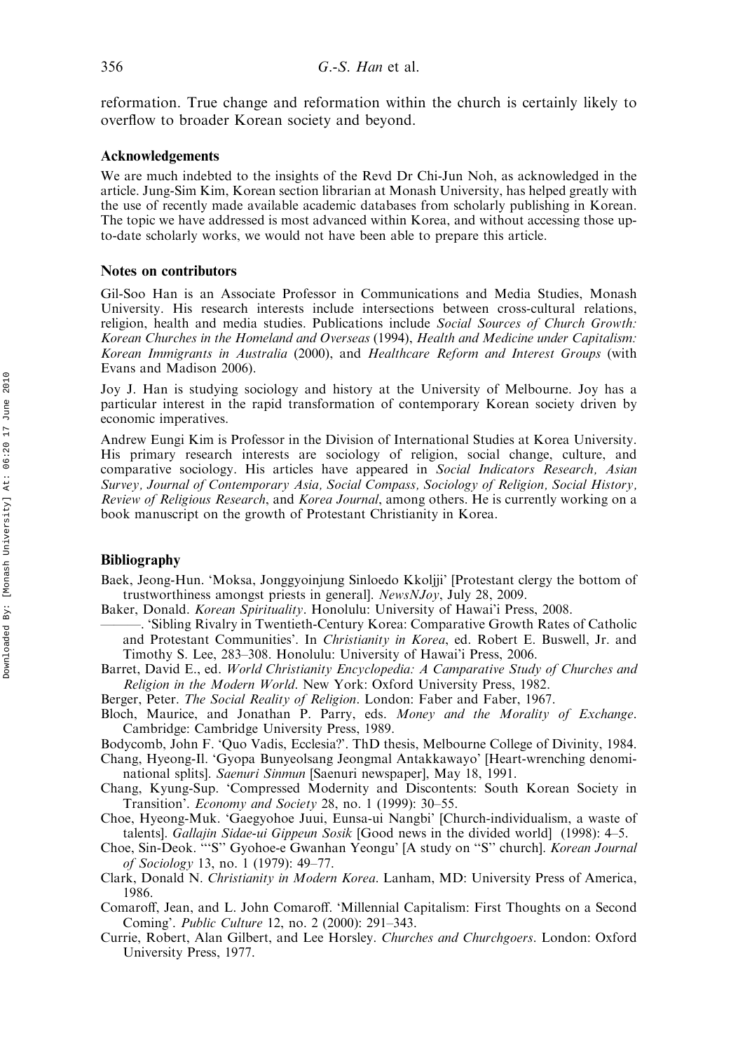reformation. True change and reformation within the church is certainly likely to overflow to broader Korean society and beyond.

## Acknowledgements

We are much indebted to the insights of the Revd Dr Chi-Jun Noh, as acknowledged in the article. Jung-Sim Kim, Korean section librarian at Monash University, has helped greatly with the use of recently made available academic databases from scholarly publishing in Korean. The topic we have addressed is most advanced within Korea, and without accessing those up-to-date scholarly works, we would not have been able to prepare this article.

## Notes on contributors

Gil-Soo Han is an Associate Professor in Communications and Media Studies, Monash University. His research interests include intersections between cross-cultural relations, religion, health and media studies. Publications include *Social Sources of Church Growth: Korean Churches in the Homeland and Overseas* (1994), *Health and Medicine under Capitalism: Korean Immigrants in Australia* (2000), and *Healthcare Reform and Interest Groups* (with Evans and Madison 2006).

Joy J. Han is studying sociology and history at the University of Melbourne. Joy has a particular interest in the rapid transformation of contemporary Korean society driven by economic imperatives.

Andrew Eungi Kim is Professor in the Division of International Studies at Korea University. His primary research interests are sociology of religion, social change, culture, and comparative sociology. His articles have appeared in *Social Indicators Research, Asian Survey, Journal of Contemporary Asia, Social Compass, Sociology of Religion, Social History, Review of Religious Research*, and *Korea Journal*, among others. He is currently working on a book manuscript on the growth of Protestant Christianity in Korea.

## Bibliography

Baek, Jeong-Hun. 'Moksa, Jonggyoinjung Sinloedo Kkoljji' [Protestant clergy the bottom of trustworthiness amongst priests in general]. *NewsNJoy*, July 28, 2009.

Baker, Donald. *Korean Spirituality*. Honolulu: University of Hawai'i Press, 2008.

———. 'Sibling Rivalry in Twentieth-Century Korea: Comparative Growth Rates of Catholic and Protestant Communities'. In *Christianity in Korea*, ed. Robert E. Buswell, Jr. and Timothy S. Lee, 283–308. Honolulu: University of Hawai'i Press, 2006.

Barret, David E., ed. *World Christianity Encyclopedia: A Camparative Study of Churches and Religion in the Modern World*. New York: Oxford University Press, 1982.

Berger, Peter. *The Social Reality of Religion*. London: Faber and Faber, 1967.

Bloch, Maurice, and Jonathan P. Parry, eds. *Money and the Morality of Exchange*. Cambridge: Cambridge University Press, 1989.

Bodycomb, John F. 'Quo Vadis, Ecclesia?'. ThD thesis, Melbourne College of Divinity, 1984.

Chang, Hyeong-Il. 'Gyopa Bunyeolsang Jeongmal Antakkawayo' [Heart-wrenching denominational splits]. *Saenuri Sinmun* [Saenuri newspaper], May 18, 1991.

Chang, Kyung-Sup. 'Compressed Modernity and Discontents: South Korean Society in Transition'. *Economy and Society* 28, no. 1 (1999): 30–55.

Choe, Hyeong-Muk. 'Gaegyohoe Juui, Eunsa-ui Nangbi' [Church-individualism, a waste of talents]. *Gallajin Sidae-ui Gippeun Sosik* [Good news in the divided world] (1998): 4–5.

Choe, Sin-Deok. '"S" Gyohoe-e Gwanhan Yeongu' [A study on "S" church]. *Korean Journal of Sociology* 13, no. 1 (1979): 49–77.

Clark, Donald N. *Christianity in Modern Korea*. Lanham, MD: University Press of America, 1986.

Comaroff, Jean, and L. John Comaroff. 'Millennial Capitalism: First Thoughts on a Second Coming'. *Public Culture* 12, no. 2 (2000): 291–343.

Currie, Robert, Alan Gilbert, and Lee Horsley. *Churches and Churchgoers*. London: Oxford University Press, 1977.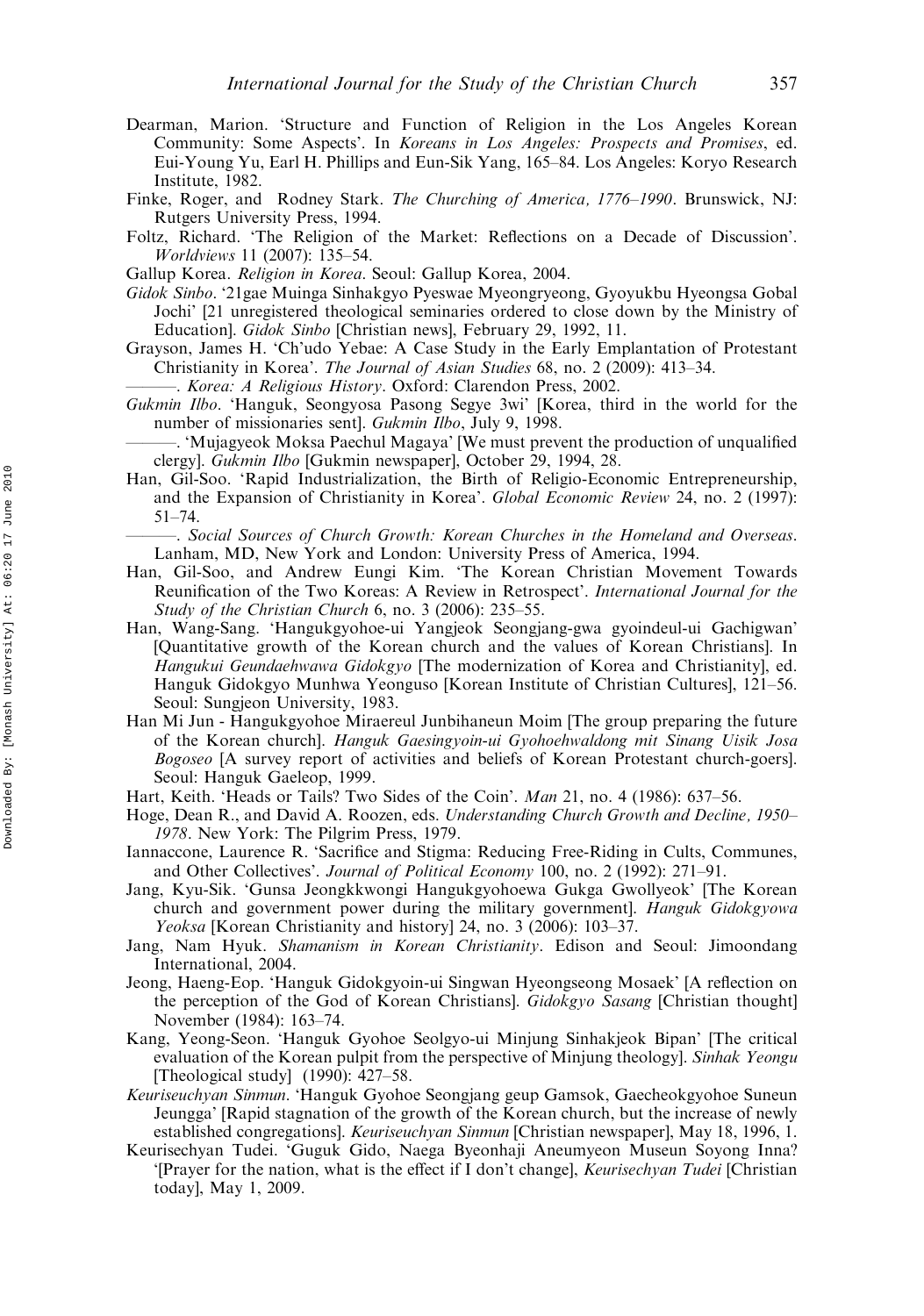Dearman, Marion. 'Structure and Function of Religion in the Los Angeles Korean Community: Some Aspects'. In *Koreans in Los Angeles: Prospects and Promises*, ed. Eui-Young Yu, Earl H. Phillips and Eun-Sik Yang, 165–84. Los Angeles: Koryo Research Institute, 1982.

Finke, Roger, and Rodney Stark. *The Churching of America, 1776–1990*. Brunswick, NJ: Rutgers University Press, 1994.

Foltz, Richard. 'The Religion of the Market: Reflections on a Decade of Discussion'. *Worldviews* 11 (2007): 135–54.

Gallup Korea. *Religion in Korea*. Seoul: Gallup Korea, 2004.

*Gidok Sinbo*. '21gae Muinga Sinhakgyo Pyeswae Myeongryeong, Gyoyukbu Hyeongsa Gobal Jochi' [21 unregistered theological seminaries ordered to close down by the Ministry of Education]. *Gidok Sinbo* [Christian news], February 29, 1992, 11.

Grayson, James H. 'Ch'udo Yebae: A Case Study in the Early Emplantation of Protestant Christianity in Korea'. *The Journal of Asian Studies* 68, no. 2 (2009): 413–34.

———. *Korea: A Religious History*. Oxford: Clarendon Press, 2002.

*Gukmin Ilbo*. 'Hanguk, Seongyosa Pasong Segye 3wi' [Korea, third in the world for the number of missionaries sent]. *Gukmin Ilbo*, July 9, 1998.

———. 'Mujagyeok Moksa Paechul Magaya' [We must prevent the production of unqualified clergy]. *Gukmin Ilbo* [Gukmin newspaper], October 29, 1994, 28.

Han, Gil-Soo. 'Rapid Industrialization, the Birth of Religio-Economic Entrepreneurship, and the Expansion of Christianity in Korea'. *Global Economic Review* 24, no. 2 (1997): 51–74.

———. *Social Sources of Church Growth: Korean Churches in the Homeland and Overseas*. Lanham, MD, New York and London: University Press of America, 1994.

Han, Gil-Soo, and Andrew Eungi Kim. 'The Korean Christian Movement Towards Reunification of the Two Koreas: A Review in Retrospect'. *International Journal for the Study of the Christian Church* 6, no. 3 (2006): 235–55.

Han, Wang-Sang. 'Hangukgyohoe-ui Yangjeok Seongjang-gwa gyoindeul-ui Gachigwan' [Quantitative growth of the Korean church and the values of Korean Christians]. In *Hangukui Geundaehwawa Gidokgyo* [The modernization of Korea and Christianity], ed. Hanguk Gidokgyo Munhwa Yeonguso [Korean Institute of Christian Cultures], 121–56. Seoul: Sungjeon University, 1983.

Han Mi Jun - Hangukgyohoe Miraereul Junbihaneun Moim [The group preparing the future of the Korean church]. *Hanguk Gaesingyoin-ui Gyohoehwaldong mit Sinang Uisik Josa Bogoseo* [A survey report of activities and beliefs of Korean Protestant church-goers]. Seoul: Hanguk Gaeleop, 1999.

Hart, Keith. 'Heads or Tails? Two Sides of the Coin'. *Man* 21, no. 4 (1986): 637–56.

Hoge, Dean R., and David A. Roozen, eds. *Understanding Church Growth and Decline, 1950–1978*. New York: The Pilgrim Press, 1979.

Iannaccone, Laurence R. 'Sacrifice and Stigma: Reducing Free-Riding in Cults, Communes, and Other Collectives'. *Journal of Political Economy* 100, no. 2 (1992): 271–91.

Jang, Kyu-Sik. 'Gunsa Jeongkkwongi Hangukgyohoewa Gukga Gwollyeok' [The Korean church and government power during the military government]. *Hanguk Gidokgyowa Yeoksa* [Korean Christianity and history] 24, no. 3 (2006): 103–37.

Jang, Nam Hyuk. *Shamanism in Korean Christianity*. Edison and Seoul: Jimoondang International, 2004.

Jeong, Haeng-Eop. 'Hanguk Gidokgyoin-ui Singwan Hyeongseong Mosaek' [A reflection on the perception of the God of Korean Christians]. *Gidokgyo Sasang* [Christian thought] November (1984): 163–74.

Kang, Yeong-Seon. 'Hanguk Gyohoe Seolgyo-ui Minjung Sinhakjeok Bipan' [The critical evaluation of the Korean pulpit from the perspective of Minjung theology]. *Sinhak Yeongu* [Theological study] (1990): 427–58.

*Keuriseuchyan Sinmun*. 'Hanguk Gyohoe Seongjang geup Gamsok, Gaecheokgyohoe Suneun Jeungga' [Rapid stagnation of the growth of the Korean church, but the increase of newly established congregations]. *Keuriseuchyan Sinmun* [Christian newspaper], May 18, 1996, 1.

Keurisechyan Tudei. 'Guguk Gido, Naega Byeonhaji Aneumyeon Museun Soyong Inna? '[Prayer for the nation, what is the effect if I don't change], *Keurisechyan Tudei* [Christian today], May 1, 2009.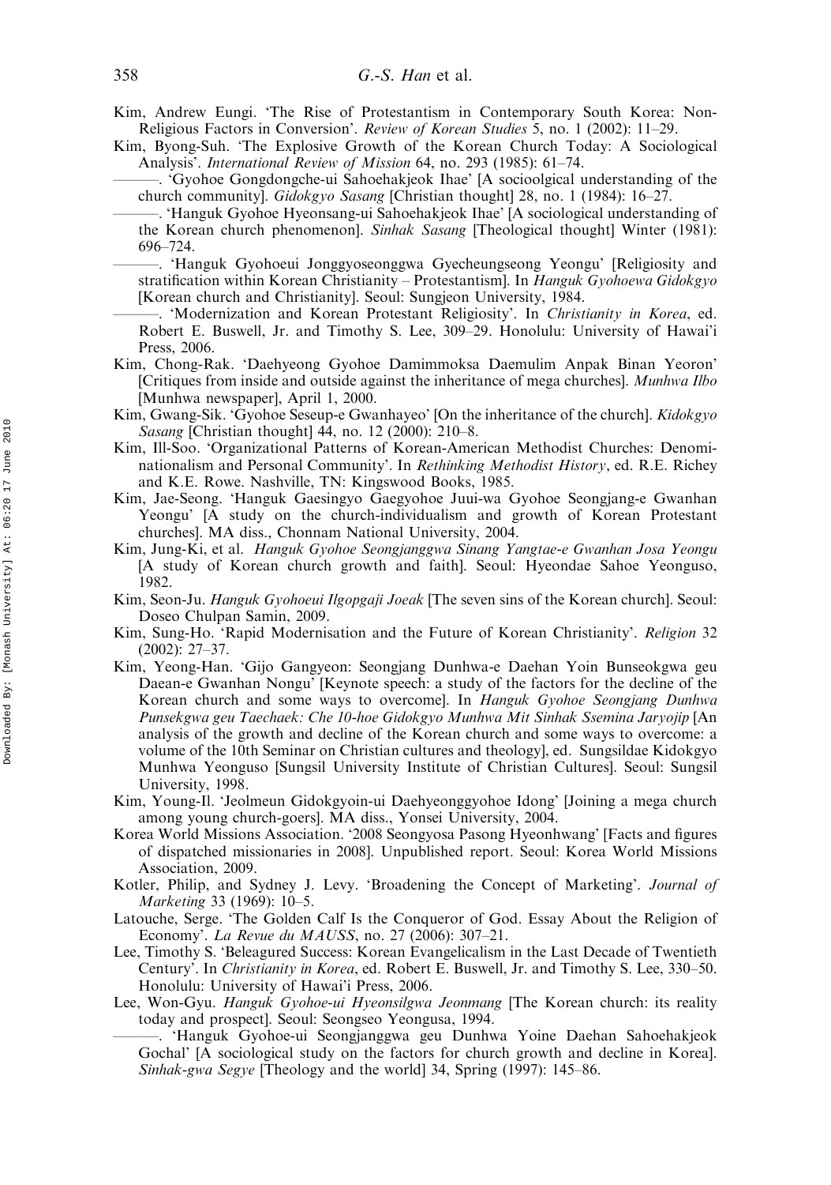Kim, Andrew Eungi. 'The Rise of Protestantism in Contemporary South Korea: Non-Religious Factors in Conversion'. *Review of Korean Studies* 5, no. 1 (2002): 11–29.

Kim, Byong-Suh. 'The Explosive Growth of the Korean Church Today: A Sociological Analysis'. *International Review of Mission* 64, no. 293 (1985): 61–74.

———. 'Gyohoe Gongdongche-ui Sahoehakjeok Ihae' [A socioolgical understanding of the church community]. *Gidokgyo Sasang* [Christian thought] 28, no. 1 (1984): 16–27.

———. 'Hanguk Gyohoe Hyeonsang-ui Sahoehakjeok Ihae' [A sociological understanding of the Korean church phenomenon]. *Sinhak Sasang* [Theological thought] Winter (1981): 696–724.

———. 'Hanguk Gyohoeui Jonggyoseonggwa Gyecheungseong Yeongu' [Religiosity and stratification within Korean Christianity – Protestantism]. In *Hanguk Gyohoewa Gidokgyo* [Korean church and Christianity]. Seoul: Sungjeon University, 1984.

———. 'Modernization and Korean Protestant Religiosity'. In *Christianity in Korea*, ed. Robert E. Buswell, Jr. and Timothy S. Lee, 309–29. Honolulu: University of Hawai'i Press, 2006.

Kim, Chong-Rak. 'Daehyeong Gyohoe Damimmoksa Daemulim Anpak Binan Yeoron' [Critiques from inside and outside against the inheritance of mega churches]. *Munhwa Ilbo* [Munhwa newspaper], April 1, 2000.

Kim, Gwang-Sik. 'Gyohoe Seseup-e Gwanhayeo' [On the inheritance of the church]. *Kidokgyo Sasang* [Christian thought] 44, no. 12 (2000): 210–8.

Kim, Ill-Soo. 'Organizational Patterns of Korean-American Methodist Churches: Denominationalism and Personal Community'. In *Rethinking Methodist History*, ed. R.E. Richey and K.E. Rowe. Nashville, TN: Kingswood Books, 1985.

Kim, Jae-Seong. 'Hanguk Gaesingyo Gaegyohoe Juui-wa Gyohoe Seongjang-e Gwanhan Yeongu' [A study on the church-individualism and growth of Korean Protestant churches]. MA diss., Chonnam National University, 2004.

Kim, Jung-Ki, et al. *Hanguk Gyohoe Seongjanggwa Sinang Yangtae-e Gwanhan Josa Yeongu* [A study of Korean church growth and faith]. Seoul: Hyeondae Sahoe Yeonguso, 1982.

Kim, Seon-Ju. *Hanguk Gyohoeui Ilgopgaji Joeak* [The seven sins of the Korean church]. Seoul: Doseo Chulpan Samin, 2009.

Kim, Sung-Ho. 'Rapid Modernisation and the Future of Korean Christianity'. *Religion* 32 (2002): 27–37.

Kim, Yeong-Han. 'Gijo Gangyeon: Seongjang Dunhwa-e Daehan Yoin Bunseokgwa geu Daean-e Gwanhan Nongu' [Keynote speech: a study of the factors for the decline of the Korean church and some ways to overcome]. In *Hanguk Gyohoe Seongjang Dunhwa Punsekgwa geu Taechaek: Che 10-hoe Gidokgyo Munhwa Mit Sinhak Ssemina Jaryojip* [An analysis of the growth and decline of the Korean church and some ways to overcome: a volume of the 10th Seminar on Christian cultures and theology], ed. Sungsildae Kidokgyo Munhwa Yeonguso [Sungsil University Institute of Christian Cultures]. Seoul: Sungsil University, 1998.

Kim, Young-Il. 'Jeolmeun Gidokgyoin-ui Daehyeonggyohoe Idong' [Joining a mega church among young church-goers]. MA diss., Yonsei University, 2004.

Korea World Missions Association. '2008 Seongyosa Pasong Hyeonhwang' [Facts and figures of dispatched missionaries in 2008]. Unpublished report. Seoul: Korea World Missions Association, 2009.

Kotler, Philip, and Sydney J. Levy. 'Broadening the Concept of Marketing'. *Journal of Marketing* 33 (1969): 10–5.

Latouche, Serge. 'The Golden Calf Is the Conqueror of God. Essay About the Religion of Economy'. *La Revue du MAUSS*, no. 27 (2006): 307–21.

Lee, Timothy S. 'Beleagured Success: Korean Evangelicalism in the Last Decade of Twentieth Century'. In *Christianity in Korea*, ed. Robert E. Buswell, Jr. and Timothy S. Lee, 330–50. Honolulu: University of Hawai'i Press, 2006.

Lee, Won-Gyu. *Hanguk Gyohoe-ui Hyeonsilgwa Jeonmang* [The Korean church: its reality today and prospect]. Seoul: Seongseo Yeongusa, 1994.

———. 'Hanguk Gyohoe-ui Seongjanggwa geu Dunhwa Yoine Daehan Sahoehakjeok Gochal' [A sociological study on the factors for church growth and decline in Korea]. *Sinhak-gwa Segye* [Theology and the world] 34, Spring (1997): 145–86.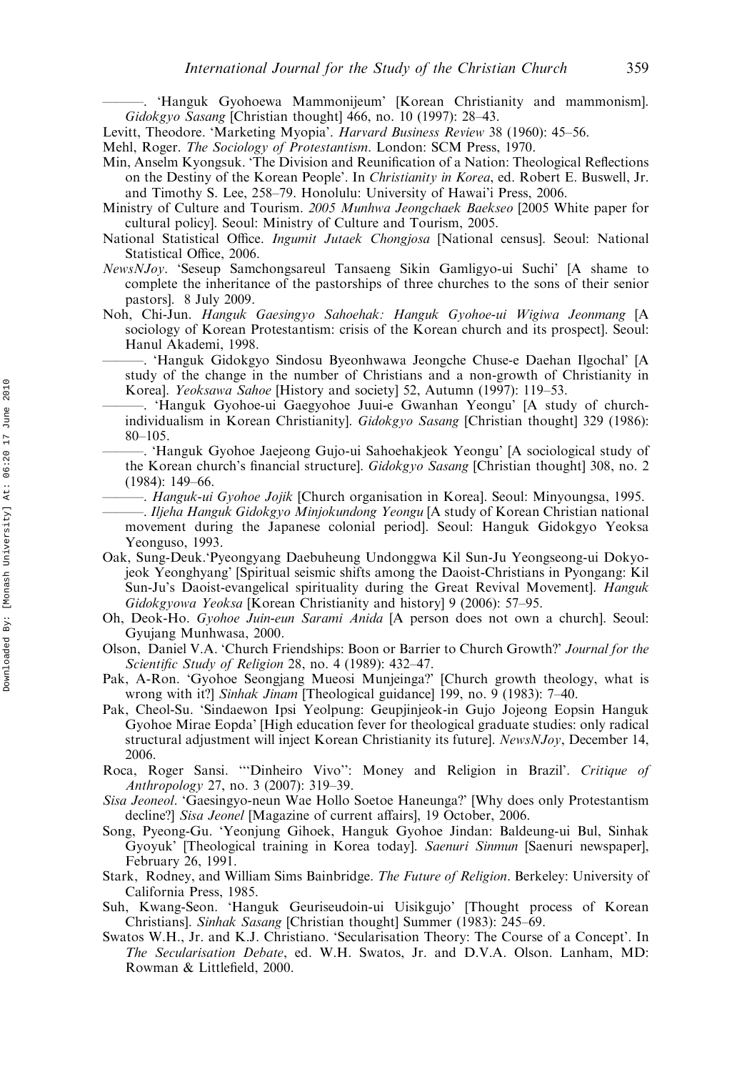———. 'Hanguk Gyohoewa Mammonijeum' [Korean Christianity and mammonism]. *Gidokgyo Sasang* [Christian thought] 466, no. 10 (1997): 28–43.

Levitt, Theodore. 'Marketing Myopia'. *Harvard Business Review* 38 (1960): 45–56.

Mehl, Roger. *The Sociology of Protestantism*. London: SCM Press, 1970.

Min, Anselm Kyongsuk. 'The Division and Reunification of a Nation: Theological Reflections on the Destiny of the Korean People'. In *Christianity in Korea*, ed. Robert E. Buswell, Jr. and Timothy S. Lee, 258–79. Honolulu: University of Hawai'i Press, 2006.

Ministry of Culture and Tourism. *2005 Munhwa Jeongchaek Baekseo* [2005 White paper for cultural policy]. Seoul: Ministry of Culture and Tourism, 2005.

National Statistical Office. *Ingumit Jutaek Chongjosa* [National census]. Seoul: National Statistical Office, 2006.

*NewsNJoy*. 'Seseup Samchongsareul Tansaeng Sikin Gamligyo-ui Suchi' [A shame to complete the inheritance of the pastorships of three churches to the sons of their senior pastors]. 8 July 2009.

Noh, Chi-Jun. *Hanguk Gaesingyo Sahoehak: Hanguk Gyohoe-ui Wigiwa Jeonmang* [A sociology of Korean Protestantism: crisis of the Korean church and its prospect]. Seoul: Hanul Akademi, 1998.

———. 'Hanguk Gidokgyo Sindosu Byeonhwawa Jeongche Chuse-e Daehan Ilgochal' [A study of the change in the number of Christians and a non-growth of Christianity in Korea]. *Yeoksawa Sahoe* [History and society] 52, Autumn (1997): 119–53.

———. 'Hanguk Gyohoe-ui Gaegyohoe Juui-e Gwanhan Yeongu' [A study of church-individualism in Korean Christianity]. *Gidokgyo Sasang* [Christian thought] 329 (1986): 80–105.

———. 'Hanguk Gyohoe Jaejeong Gujo-ui Sahoehakjeok Yeongu' [A sociological study of the Korean church's financial structure]. *Gidokgyo Sasang* [Christian thought] 308, no. 2 (1984): 149–66.

———. *Hanguk-ui Gyohoe Jojik* [Church organisation in Korea]. Seoul: Minyoungsa, 1995.

———. *Iljeha Hanguk Gidokgyo Minjokundong Yeongu* [A study of Korean Christian national movement during the Japanese colonial period]. Seoul: Hanguk Gidokgyo Yeoksa Yeonguso, 1993.

Oak, Sung-Deuk.'Pyeongyang Daebuheung Undonggwa Kil Sun-Ju Yeongseong-ui Dokyo-jeok Yeonghyang' [Spiritual seismic shifts among the Daoist-Christians in Pyongang: Kil Sun-Ju's Daoist-evangelical spirituality during the Great Revival Movement]. *Hanguk Gidokgyowa Yeoksa* [Korean Christianity and history] 9 (2006): 57–95.

Oh, Deok-Ho. *Gyohoe Juin-eun Sarami Anida* [A person does not own a church]. Seoul: Gyujang Munhwasa, 2000.

Olson, Daniel V.A. 'Church Friendships: Boon or Barrier to Church Growth?' *Journal for the Scientific Study of Religion* 28, no. 4 (1989): 432–47.

Pak, A-Ron. 'Gyohoe Seongjang Mueosi Munjeinga?' [Church growth theology, what is wrong with it?] *Sinhak Jinam* [Theological guidance] 199, no. 9 (1983): 7–40.

Pak, Cheol-Su. 'Sindaewon Ipsi Yeolpung: Geupjinjeok-in Gujo Jojeong Eopsin Hanguk Gyohoe Mirae Eopda' [High education fever for theological graduate studies: only radical structural adjustment will inject Korean Christianity its future]. *NewsNJoy*, December 14, 2006.

Roca, Roger Sansi. '"Dinheiro Vivo": Money and Religion in Brazil'. *Critique of Anthropology* 27, no. 3 (2007): 319–39.

*Sisa Jeoneol*. 'Gaesingyo-neun Wae Hollo Soetoe Haneunga?' [Why does only Protestantism decline?] *Sisa Jeonel* [Magazine of current affairs], 19 October, 2006.

Song, Pyeong-Gu. 'Yeonjung Gihoek, Hanguk Gyohoe Jindan: Baldeung-ui Bul, Sinhak Gyoyuk' [Theological training in Korea today]. *Saenuri Sinmun* [Saenuri newspaper], February 26, 1991.

Stark, Rodney, and William Sims Bainbridge. *The Future of Religion*. Berkeley: University of California Press, 1985.

Suh, Kwang-Seon. 'Hanguk Geuriseudoin-ui Uisikgujo' [Thought process of Korean Christians]. *Sinhak Sasang* [Christian thought] Summer (1983): 245–69.

Swatos W.H., Jr. and K.J. Christiano. 'Secularisation Theory: The Course of a Concept'. In *The Secularisation Debate*, ed. W.H. Swatos, Jr. and D.V.A. Olson. Lanham, MD: Rowman & Littlefield, 2000.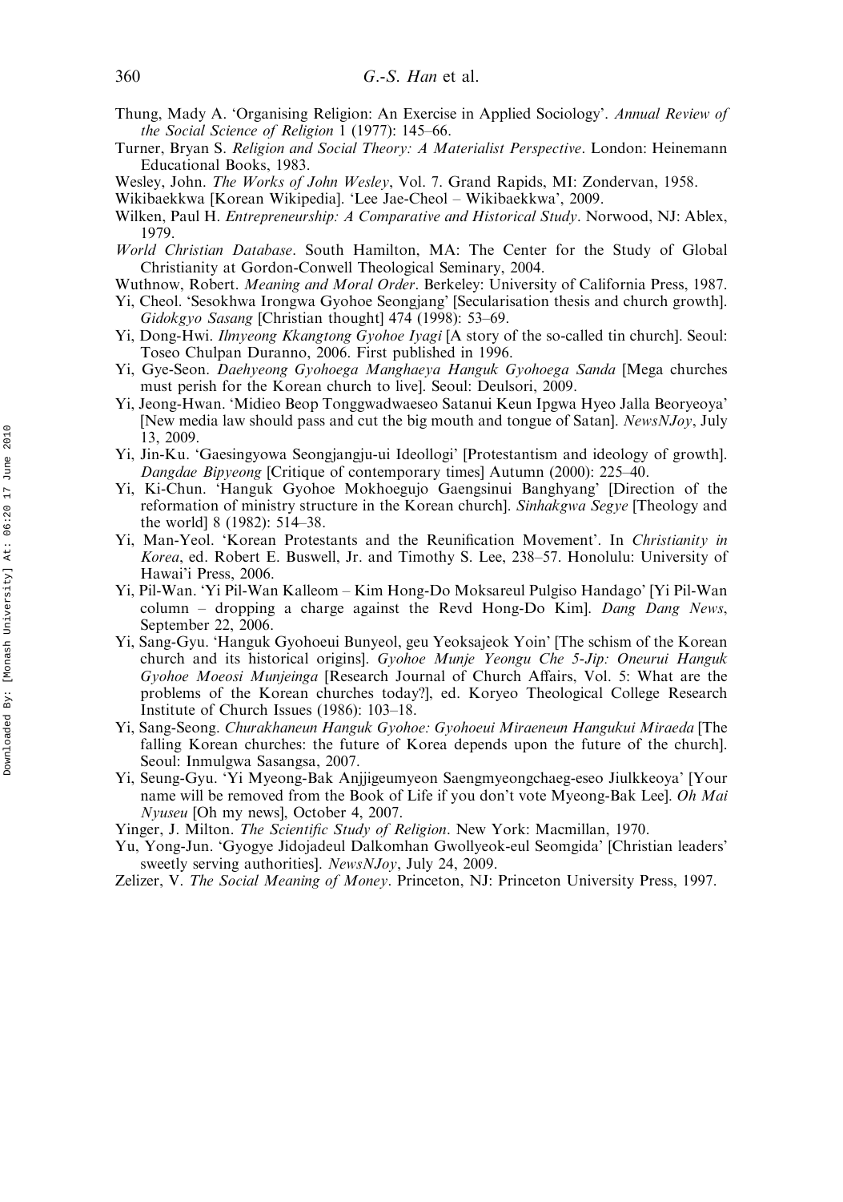Thung, Mady A. 'Organising Religion: An Exercise in Applied Sociology'. *Annual Review of the Social Science of Religion* 1 (1977): 145–66.

Turner, Bryan S. *Religion and Social Theory: A Materialist Perspective*. London: Heinemann Educational Books, 1983.

Wesley, John. *The Works of John Wesley*, Vol. 7. Grand Rapids, MI: Zondervan, 1958.

Wikibaekkwa [Korean Wikipedia]. 'Lee Jae-Cheol – Wikibaekkwa', 2009.

Wilken, Paul H. *Entrepreneurship: A Comparative and Historical Study*. Norwood, NJ: Ablex, 1979.

*World Christian Database*. South Hamilton, MA: The Center for the Study of Global Christianity at Gordon-Conwell Theological Seminary, 2004.

Wuthnow, Robert. *Meaning and Moral Order*. Berkeley: University of California Press, 1987.

Yi, Cheol. 'Sesokhwa Irongwa Gyohoe Seongjang' [Secularisation thesis and church growth]. *Gidokgyo Sasang* [Christian thought] 474 (1998): 53–69.

Yi, Dong-Hwi. *Ilmyeong Kkangtong Gyohoe Iyagi* [A story of the so-called tin church]. Seoul: Toseo Chulpan Duranno, 2006. First published in 1996.

Yi, Gye-Seon. *Daehyeong Gyohoega Manghaeya Hanguk Gyohoega Sanda* [Mega churches must perish for the Korean church to live]. Seoul: Deulsori, 2009.

Yi, Jeong-Hwan. 'Midieo Beop Tonggwadwaeseo Satanui Keun Ipgwa Hyeo Jalla Beoryeoya' [New media law should pass and cut the big mouth and tongue of Satan]. *NewsNJoy*, July 13, 2009.

Yi, Jin-Ku. 'Gaesingyowa Seongjangju-ui Ideollogi' [Protestantism and ideology of growth]. *Dangdae Bipyeong* [Critique of contemporary times] Autumn (2000): 225–40.

Yi, Ki-Chun. 'Hanguk Gyohoe Mokhoegujo Gaengsinui Banghyang' [Direction of the reformation of ministry structure in the Korean church]. *Sinhakgwa Segye* [Theology and the world] 8 (1982): 514–38.

Yi, Man-Yeol. 'Korean Protestants and the Reunification Movement'. In *Christianity in Korea*, ed. Robert E. Buswell, Jr. and Timothy S. Lee, 238–57. Honolulu: University of Hawai'i Press, 2006.

Yi, Pil-Wan. 'Yi Pil-Wan Kalleom – Kim Hong-Do Moksareul Pulgiso Handago' [Yi Pil-Wan column – dropping a charge against the Revd Hong-Do Kim]. *Dang Dang News*, September 22, 2006.

Yi, Sang-Gyu. 'Hanguk Gyohoeui Bunyeol, geu Yeoksajeok Yoin' [The schism of the Korean church and its historical origins]. *Gyohoe Munje Yeongu Che 5-Jip: Oneurui Hanguk Gyohoe Moeosi Munjeinga* [Research Journal of Church Affairs, Vol. 5: What are the problems of the Korean churches today?], ed. Koryeo Theological College Research Institute of Church Issues (1986): 103–18.

Yi, Sang-Seong. *Churakhaneun Hanguk Gyohoe: Gyohoeui Miraeneun Hangukui Miraeda* [The falling Korean churches: the future of Korea depends upon the future of the church]. Seoul: Inmulgwa Sasangsa, 2007.

Yi, Seung-Gyu. 'Yi Myeong-Bak Anjjigeumyeon Saengmyeongchaeg-eseo Jiulkkeoya' [Your name will be removed from the Book of Life if you don't vote Myeong-Bak Lee]. *Oh Mai Nyuseu* [Oh my news], October 4, 2007.

Yinger, J. Milton. *The Scientific Study of Religion*. New York: Macmillan, 1970.

Yu, Yong-Jun. 'Gyogye Jidojadeul Dalkomhan Gwollyeok-eul Seomgida' [Christian leaders' sweetly serving authorities]. *NewsNJoy*, July 24, 2009.

Zelizer, V. *The Social Meaning of Money*. Princeton, NJ: Princeton University Press, 1997.